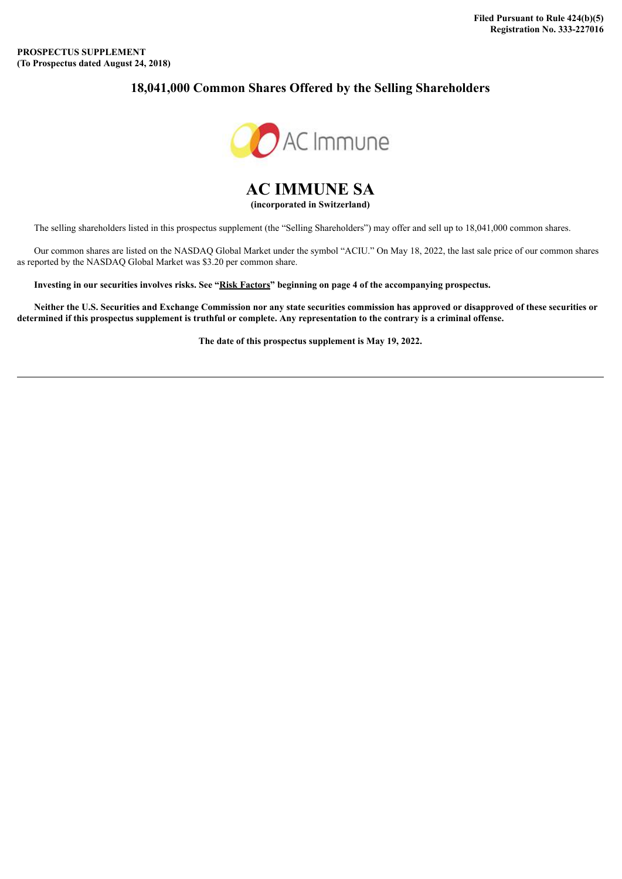**Filed Pursuant to Rule 424(b)(5)**
**Registration No. 333-227016**

**PROSPECTUS SUPPLEMENT**
**(To Prospectus dated August 24, 2018)**

## 18,041,000 Common Shares Offered by the Selling Shareholders

# AC IMMUNE SA

**(incorporated in Switzerland)**

The selling shareholders listed in this prospectus supplement (the "Selling Shareholders") may offer and sell up to 18,041,000 common shares.

Our common shares are listed on the NASDAQ Global Market under the symbol "ACIU." On May 18, 2022, the last sale price of our common shares as reported by the NASDAQ Global Market was $3.20 per common share.

**Investing in our securities involves risks. See "Risk Factors" beginning on page 4 of the accompanying prospectus.**

**Neither the U.S. Securities and Exchange Commission nor any state securities commission has approved or disapproved of these securities or determined if this prospectus supplement is truthful or complete. Any representation to the contrary is a criminal offense.**

**The date of this prospectus supplement is May 19, 2022.**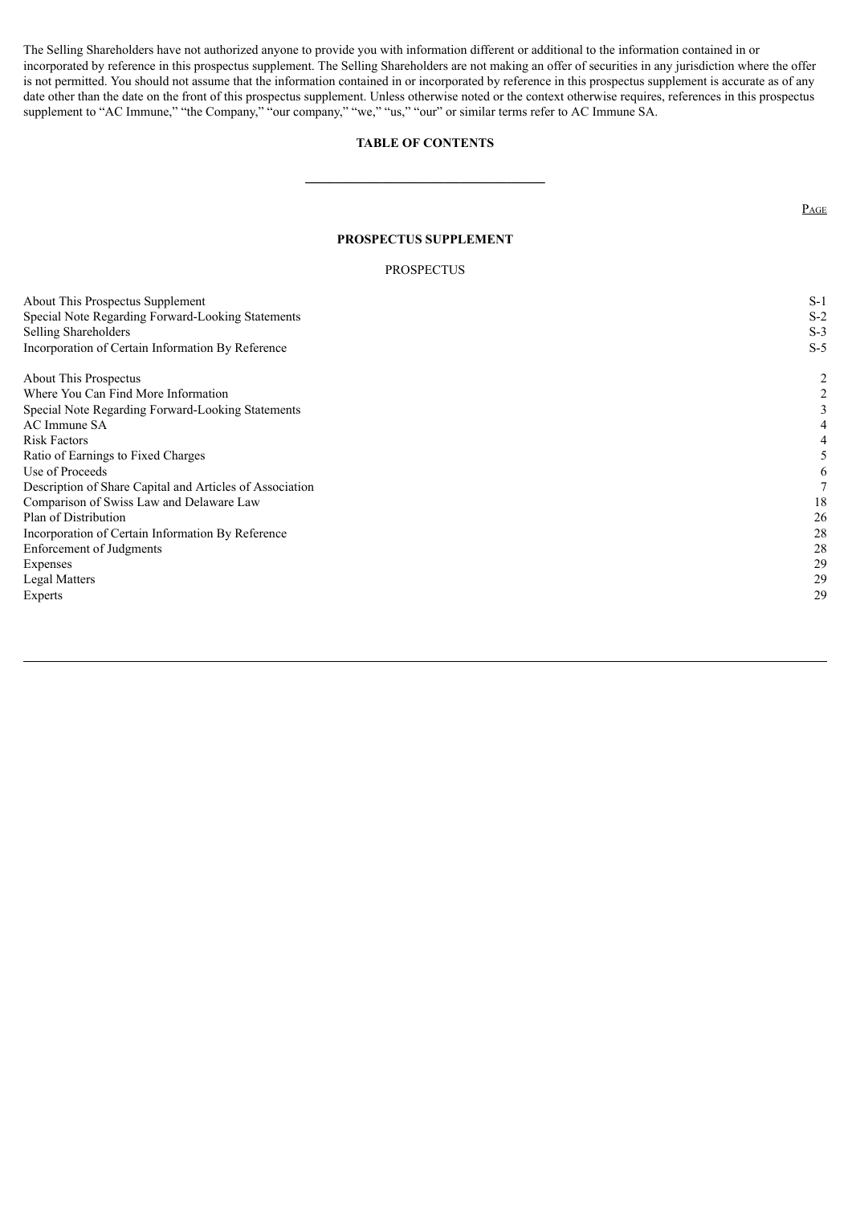The Selling Shareholders have not authorized anyone to provide you with information different or additional to the information contained in or incorporated by reference in this prospectus supplement. The Selling Shareholders are not making an offer of securities in any jurisdiction where the offer is not permitted. You should not assume that the information contained in or incorporated by reference in this prospectus supplement is accurate as of any date other than the date on the front of this prospectus supplement. Unless otherwise noted or the context otherwise requires, references in this prospectus supplement to "AC Immune," "the Company," "our company," "we," "us," "our" or similar terms refer to AC Immune SA.

## TABLE OF CONTENTS

| | Page |
|---|---|
| **PROSPECTUS SUPPLEMENT** | |
| PROSPECTUS | |
| About This Prospectus Supplement | S-1 |
| Special Note Regarding Forward-Looking Statements | S-2 |
| Selling Shareholders | S-3 |
| Incorporation of Certain Information By Reference | S-5 |
| About This Prospectus | 2 |
| Where You Can Find More Information | 2 |
| Special Note Regarding Forward-Looking Statements | 3 |
| AC Immune SA | 4 |
| Risk Factors | 4 |
| Ratio of Earnings to Fixed Charges | 5 |
| Use of Proceeds | 6 |
| Description of Share Capital and Articles of Association | 7 |
| Comparison of Swiss Law and Delaware Law | 18 |
| Plan of Distribution | 26 |
| Incorporation of Certain Information By Reference | 28 |
| Enforcement of Judgments | 28 |
| Expenses | 29 |
| Legal Matters | 29 |
| Experts | 29 |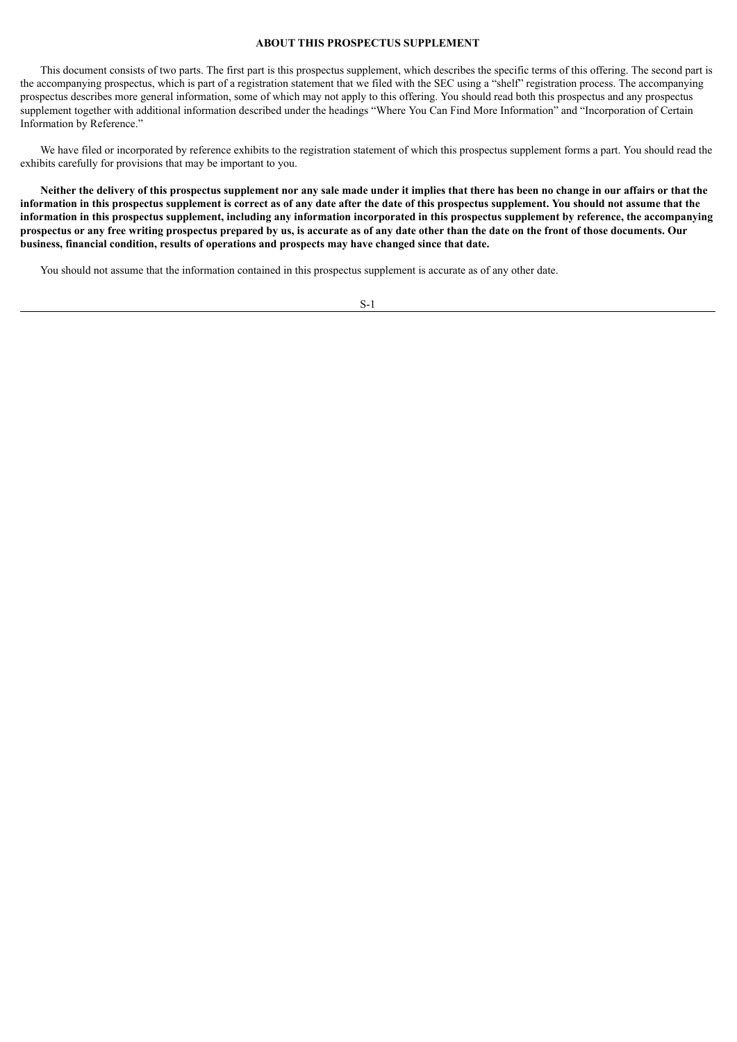## ABOUT THIS PROSPECTUS SUPPLEMENT

This document consists of two parts. The first part is this prospectus supplement, which describes the specific terms of this offering. The second part is the accompanying prospectus, which is part of a registration statement that we filed with the SEC using a "shelf" registration process. The accompanying prospectus describes more general information, some of which may not apply to this offering. You should read both this prospectus and any prospectus supplement together with additional information described under the headings "Where You Can Find More Information" and "Incorporation of Certain Information by Reference."

We have filed or incorporated by reference exhibits to the registration statement of which this prospectus supplement forms a part. You should read the exhibits carefully for provisions that may be important to you.

**Neither the delivery of this prospectus supplement nor any sale made under it implies that there has been no change in our affairs or that the information in this prospectus supplement is correct as of any date after the date of this prospectus supplement. You should not assume that the information in this prospectus supplement, including any information incorporated in this prospectus supplement by reference, the accompanying prospectus or any free writing prospectus prepared by us, is accurate as of any date other than the date on the front of those documents. Our business, financial condition, results of operations and prospects may have changed since that date.**

You should not assume that the information contained in this prospectus supplement is accurate as of any other date.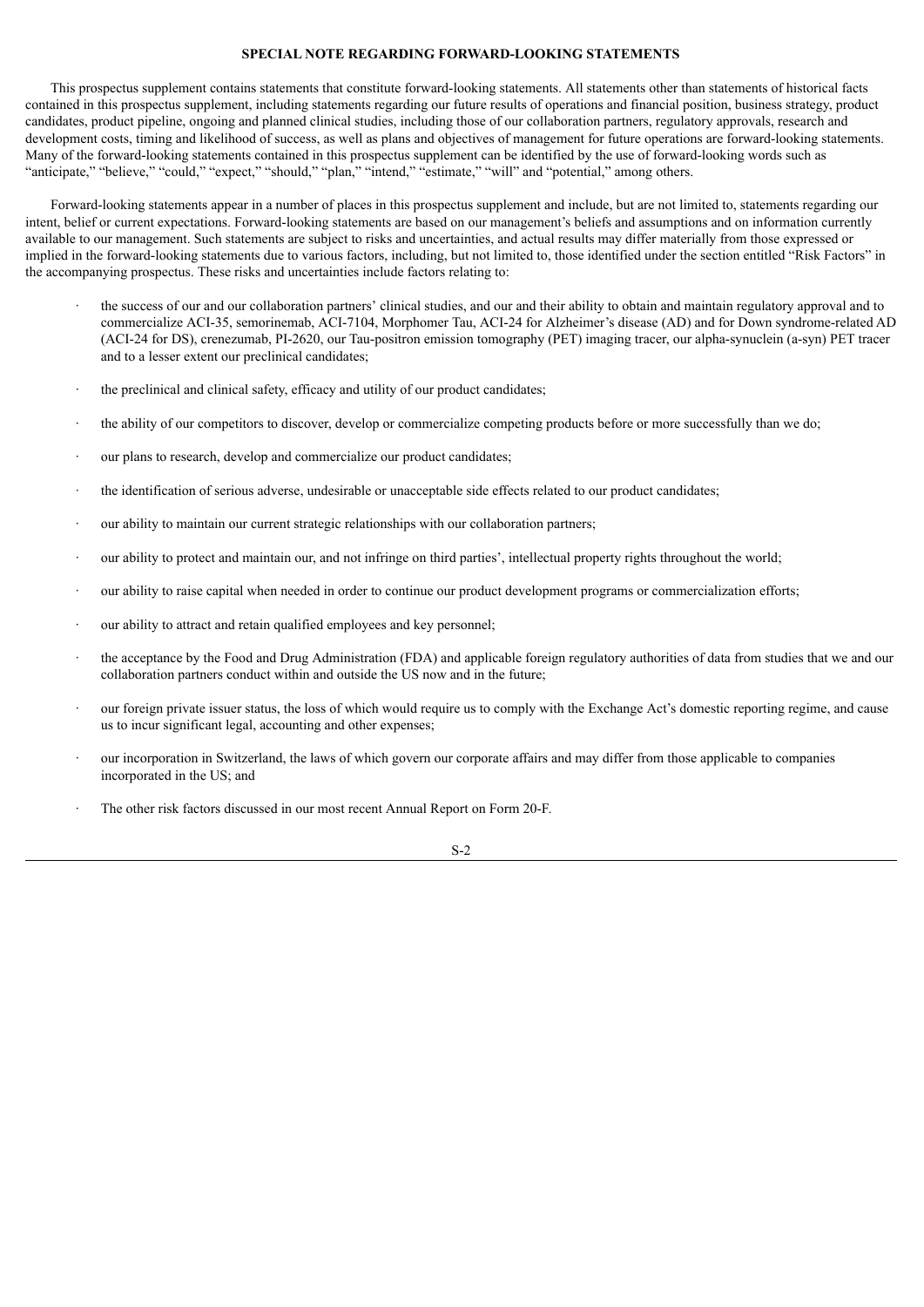## SPECIAL NOTE REGARDING FORWARD-LOOKING STATEMENTS

This prospectus supplement contains statements that constitute forward-looking statements. All statements other than statements of historical facts contained in this prospectus supplement, including statements regarding our future results of operations and financial position, business strategy, product candidates, product pipeline, ongoing and planned clinical studies, including those of our collaboration partners, regulatory approvals, research and development costs, timing and likelihood of success, as well as plans and objectives of management for future operations are forward-looking statements. Many of the forward-looking statements contained in this prospectus supplement can be identified by the use of forward-looking words such as "anticipate," "believe," "could," "expect," "should," "plan," "intend," "estimate," "will" and "potential," among others.

Forward-looking statements appear in a number of places in this prospectus supplement and include, but are not limited to, statements regarding our intent, belief or current expectations. Forward-looking statements are based on our management's beliefs and assumptions and on information currently available to our management. Such statements are subject to risks and uncertainties, and actual results may differ materially from those expressed or implied in the forward-looking statements due to various factors, including, but not limited to, those identified under the section entitled "Risk Factors" in the accompanying prospectus. These risks and uncertainties include factors relating to:

- the success of our and our collaboration partners' clinical studies, and our and their ability to obtain and maintain regulatory approval and to commercialize ACI-35, semorinemab, ACI-7104, Morphomer Tau, ACI-24 for Alzheimer's disease (AD) and for Down syndrome-related AD (ACI-24 for DS), crenezumab, PI-2620, our Tau-positron emission tomography (PET) imaging tracer, our alpha-synuclein (a-syn) PET tracer and to a lesser extent our preclinical candidates;
- the preclinical and clinical safety, efficacy and utility of our product candidates;
- the ability of our competitors to discover, develop or commercialize competing products before or more successfully than we do;
- our plans to research, develop and commercialize our product candidates;
- the identification of serious adverse, undesirable or unacceptable side effects related to our product candidates;
- our ability to maintain our current strategic relationships with our collaboration partners;
- our ability to protect and maintain our, and not infringe on third parties', intellectual property rights throughout the world;
- our ability to raise capital when needed in order to continue our product development programs or commercialization efforts;
- our ability to attract and retain qualified employees and key personnel;
- the acceptance by the Food and Drug Administration (FDA) and applicable foreign regulatory authorities of data from studies that we and our collaboration partners conduct within and outside the US now and in the future;
- our foreign private issuer status, the loss of which would require us to comply with the Exchange Act's domestic reporting regime, and cause us to incur significant legal, accounting and other expenses;
- our incorporation in Switzerland, the laws of which govern our corporate affairs and may differ from those applicable to companies incorporated in the US; and
- The other risk factors discussed in our most recent Annual Report on Form 20-F.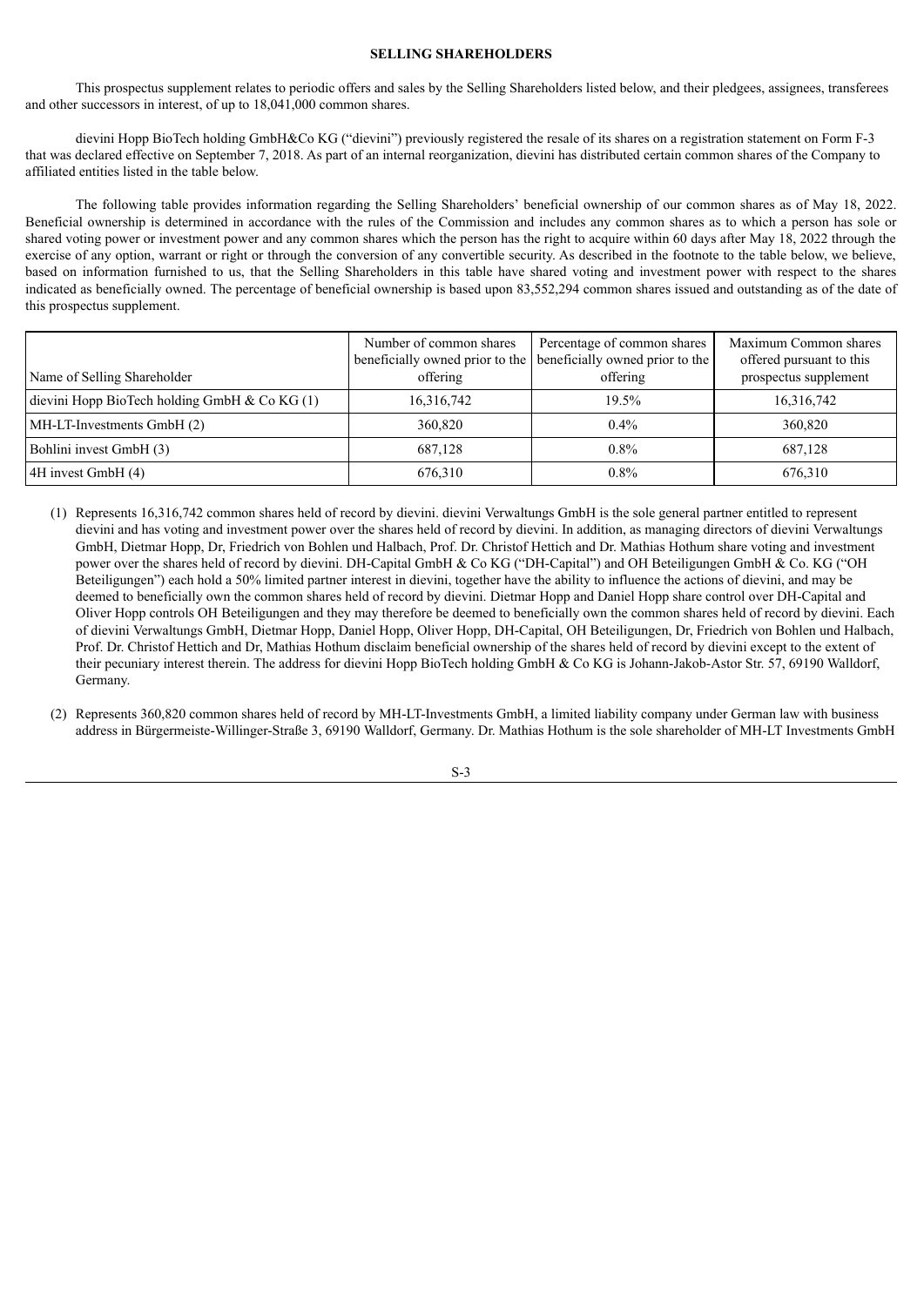## SELLING SHAREHOLDERS

This prospectus supplement relates to periodic offers and sales by the Selling Shareholders listed below, and their pledgees, assignees, transferees and other successors in interest, of up to 18,041,000 common shares.

dievini Hopp BioTech holding GmbH&Co KG ("dievini") previously registered the resale of its shares on a registration statement on Form F-3 that was declared effective on September 7, 2018. As part of an internal reorganization, dievini has distributed certain common shares of the Company to affiliated entities listed in the table below.

The following table provides information regarding the Selling Shareholders' beneficial ownership of our common shares as of May 18, 2022. Beneficial ownership is determined in accordance with the rules of the Commission and includes any common shares as to which a person has sole or shared voting power or investment power and any common shares which the person has the right to acquire within 60 days after May 18, 2022 through the exercise of any option, warrant or right or through the conversion of any convertible security. As described in the footnote to the table below, we believe, based on information furnished to us, that the Selling Shareholders in this table have shared voting and investment power with respect to the shares indicated as beneficially owned. The percentage of beneficial ownership is based upon 83,552,294 common shares issued and outstanding as of the date of this prospectus supplement.

| Name of Selling Shareholder | Number of common shares beneficially owned prior to the offering | Percentage of common shares beneficially owned prior to the offering | Maximum Common shares offered pursuant to this prospectus supplement |
|---|---|---|---|
| dievini Hopp BioTech holding GmbH & Co KG (1) | 16,316,742 | 19.5% | 16,316,742 |
| MH-LT-Investments GmbH (2) | 360,820 | 0.4% | 360,820 |
| Bohlini invest GmbH (3) | 687,128 | 0.8% | 687,128 |
| 4H invest GmbH (4) | 676,310 | 0.8% | 676,310 |

(1) Represents 16,316,742 common shares held of record by dievini. dievini Verwaltungs GmbH is the sole general partner entitled to represent dievini and has voting and investment power over the shares held of record by dievini. In addition, as managing directors of dievini Verwaltungs GmbH, Dietmar Hopp, Dr, Friedrich von Bohlen und Halbach, Prof. Dr. Christof Hettich and Dr. Mathias Hothum share voting and investment power over the shares held of record by dievini. DH-Capital GmbH & Co KG ("DH-Capital") and OH Beteiligungen GmbH & Co. KG ("OH Beteiligungen") each hold a 50% limited partner interest in dievini, together have the ability to influence the actions of dievini, and may be deemed to beneficially own the common shares held of record by dievini. Dietmar Hopp and Daniel Hopp share control over DH-Capital and Oliver Hopp controls OH Beteiligungen and they may therefore be deemed to beneficially own the common shares held of record by dievini. Each of dievini Verwaltungs GmbH, Dietmar Hopp, Daniel Hopp, Oliver Hopp, DH-Capital, OH Beteiligungen, Dr, Friedrich von Bohlen und Halbach, Prof. Dr. Christof Hettich and Dr, Mathias Hothum disclaim beneficial ownership of the shares held of record by dievini except to the extent of their pecuniary interest therein. The address for dievini Hopp BioTech holding GmbH & Co KG is Johann-Jakob-Astor Str. 57, 69190 Walldorf, Germany.

(2) Represents 360,820 common shares held of record by MH-LT-Investments GmbH, a limited liability company under German law with business address in Bürgermeiste-Willinger-Straße 3, 69190 Walldorf, Germany. Dr. Mathias Hothum is the sole shareholder of MH-LT Investments GmbH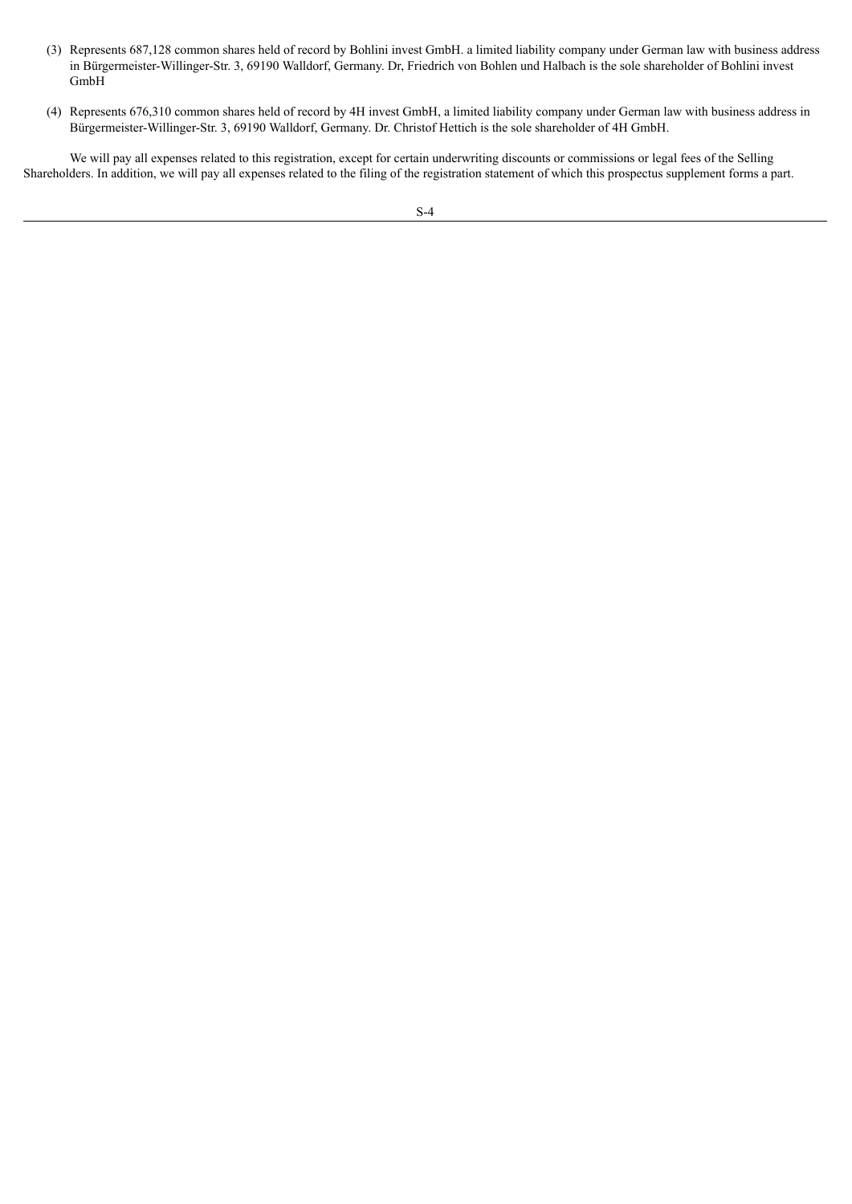(3) Represents 687,128 common shares held of record by Bohlini invest GmbH. a limited liability company under German law with business address in Bürgermeister-Willinger-Str. 3, 69190 Walldorf, Germany. Dr, Friedrich von Bohlen und Halbach is the sole shareholder of Bohlini invest GmbH

(4) Represents 676,310 common shares held of record by 4H invest GmbH, a limited liability company under German law with business address in Bürgermeister-Willinger-Str. 3, 69190 Walldorf, Germany. Dr. Christof Hettich is the sole shareholder of 4H GmbH.

We will pay all expenses related to this registration, except for certain underwriting discounts or commissions or legal fees of the Selling Shareholders. In addition, we will pay all expenses related to the filing of the registration statement of which this prospectus supplement forms a part.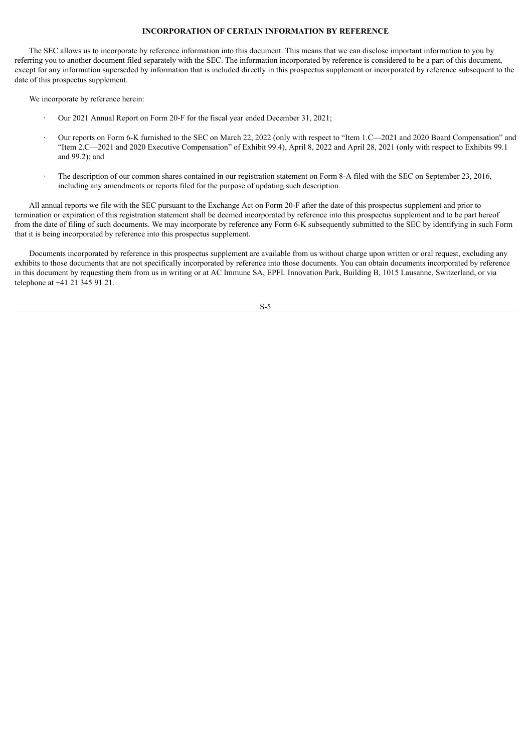## INCORPORATION OF CERTAIN INFORMATION BY REFERENCE

The SEC allows us to incorporate by reference information into this document. This means that we can disclose important information to you by referring you to another document filed separately with the SEC. The information incorporated by reference is considered to be a part of this document, except for any information superseded by information that is included directly in this prospectus supplement or incorporated by reference subsequent to the date of this prospectus supplement.

We incorporate by reference herein:

- Our 2021 Annual Report on Form 20-F for the fiscal year ended December 31, 2021;
- Our reports on Form 6-K furnished to the SEC on March 22, 2022 (only with respect to "Item 1.C—2021 and 2020 Board Compensation" and "Item 2.C—2021 and 2020 Executive Compensation" of Exhibit 99.4), April 8, 2022 and April 28, 2021 (only with respect to Exhibits 99.1 and 99.2); and
- The description of our common shares contained in our registration statement on Form 8-A filed with the SEC on September 23, 2016, including any amendments or reports filed for the purpose of updating such description.

All annual reports we file with the SEC pursuant to the Exchange Act on Form 20-F after the date of this prospectus supplement and prior to termination or expiration of this registration statement shall be deemed incorporated by reference into this prospectus supplement and to be part hereof from the date of filing of such documents. We may incorporate by reference any Form 6-K subsequently submitted to the SEC by identifying in such Form that it is being incorporated by reference into this prospectus supplement.

Documents incorporated by reference in this prospectus supplement are available from us without charge upon written or oral request, excluding any exhibits to those documents that are not specifically incorporated by reference into those documents. You can obtain documents incorporated by reference in this document by requesting them from us in writing or at AC Immune SA, EPFL Innovation Park, Building B, 1015 Lausanne, Switzerland, or via telephone at +41 21 345 91 21.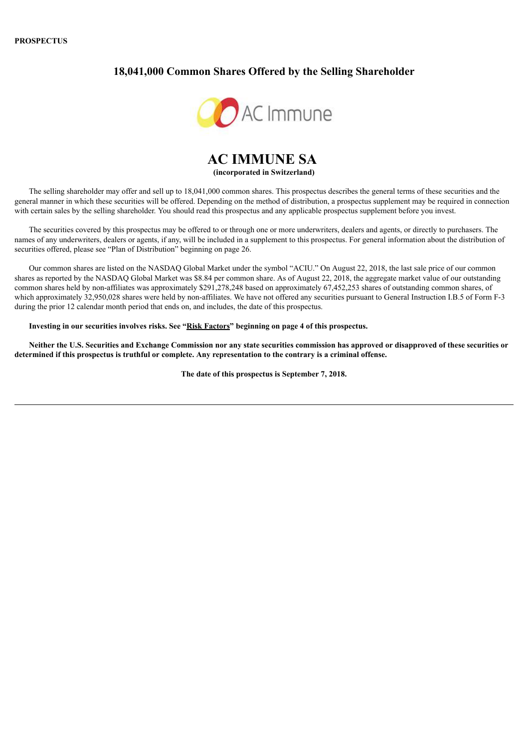**PROSPECTUS**

## 18,041,000 Common Shares Offered by the Selling Shareholder

# AC IMMUNE SA

**(incorporated in Switzerland)**

The selling shareholder may offer and sell up to 18,041,000 common shares. This prospectus describes the general terms of these securities and the general manner in which these securities will be offered. Depending on the method of distribution, a prospectus supplement may be required in connection with certain sales by the selling shareholder. You should read this prospectus and any applicable prospectus supplement before you invest.

The securities covered by this prospectus may be offered to or through one or more underwriters, dealers and agents, or directly to purchasers. The names of any underwriters, dealers or agents, if any, will be included in a supplement to this prospectus. For general information about the distribution of securities offered, please see "Plan of Distribution" beginning on page 26.

Our common shares are listed on the NASDAQ Global Market under the symbol "ACIU." On August 22, 2018, the last sale price of our common shares as reported by the NASDAQ Global Market was $8.84 per common share. As of August 22, 2018, the aggregate market value of our outstanding common shares held by non-affiliates was approximately $291,278,248 based on approximately 67,452,253 shares of outstanding common shares, of which approximately 32,950,028 shares were held by non-affiliates. We have not offered any securities pursuant to General Instruction I.B.5 of Form F-3 during the prior 12 calendar month period that ends on, and includes, the date of this prospectus.

**Investing in our securities involves risks. See "Risk Factors" beginning on page 4 of this prospectus.**

**Neither the U.S. Securities and Exchange Commission nor any state securities commission has approved or disapproved of these securities or determined if this prospectus is truthful or complete. Any representation to the contrary is a criminal offense.**

**The date of this prospectus is September 7, 2018.**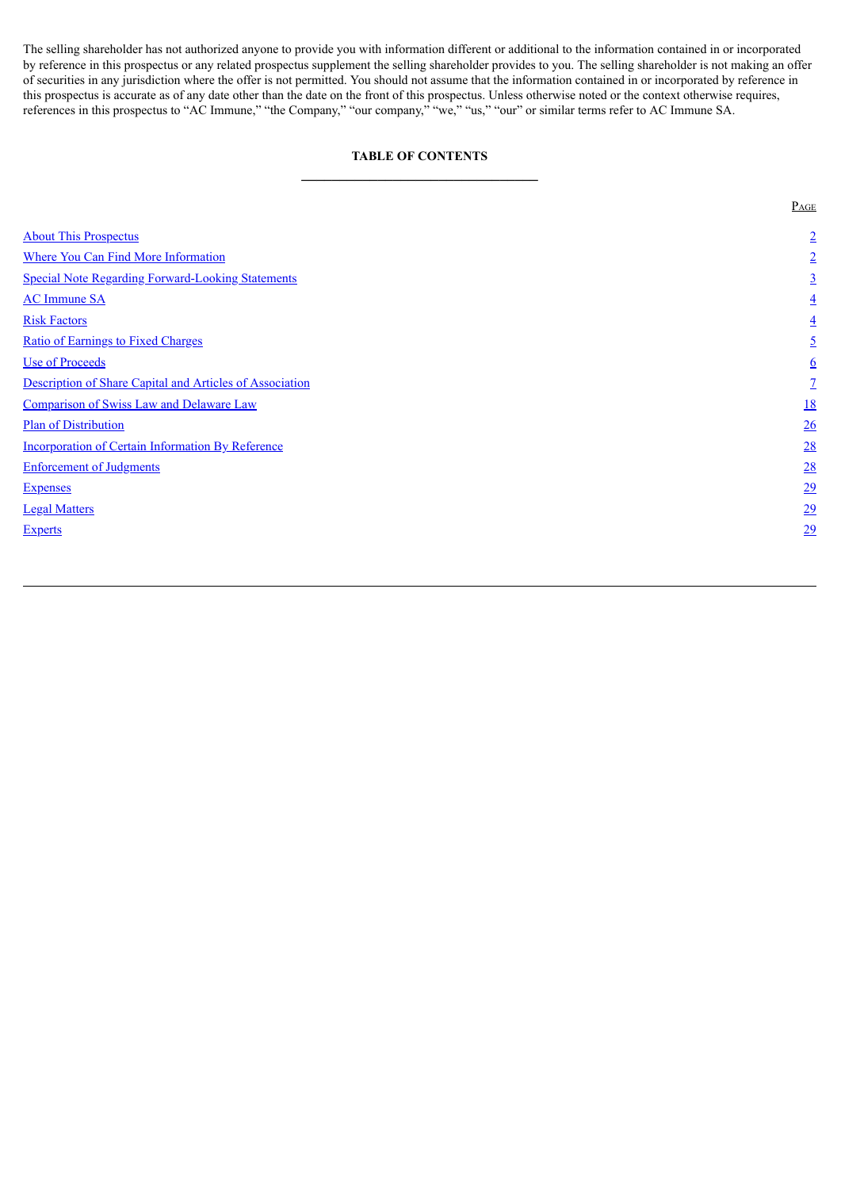The selling shareholder has not authorized anyone to provide you with information different or additional to the information contained in or incorporated by reference in this prospectus or any related prospectus supplement the selling shareholder provides to you. The selling shareholder is not making an offer of securities in any jurisdiction where the offer is not permitted. You should not assume that the information contained in or incorporated by reference in this prospectus is accurate as of any date other than the date on the front of this prospectus. Unless otherwise noted or the context otherwise requires, references in this prospectus to "AC Immune," "the Company," "our company," "we," "us," "our" or similar terms refer to AC Immune SA.

## TABLE OF CONTENTS

| | Page |
|---|---|
| About This Prospectus | 2 |
| Where You Can Find More Information | 2 |
| Special Note Regarding Forward-Looking Statements | 3 |
| AC Immune SA | 4 |
| Risk Factors | 4 |
| Ratio of Earnings to Fixed Charges | 5 |
| Use of Proceeds | 6 |
| Description of Share Capital and Articles of Association | 7 |
| Comparison of Swiss Law and Delaware Law | 18 |
| Plan of Distribution | 26 |
| Incorporation of Certain Information By Reference | 28 |
| Enforcement of Judgments | 28 |
| Expenses | 29 |
| Legal Matters | 29 |
| Experts | 29 |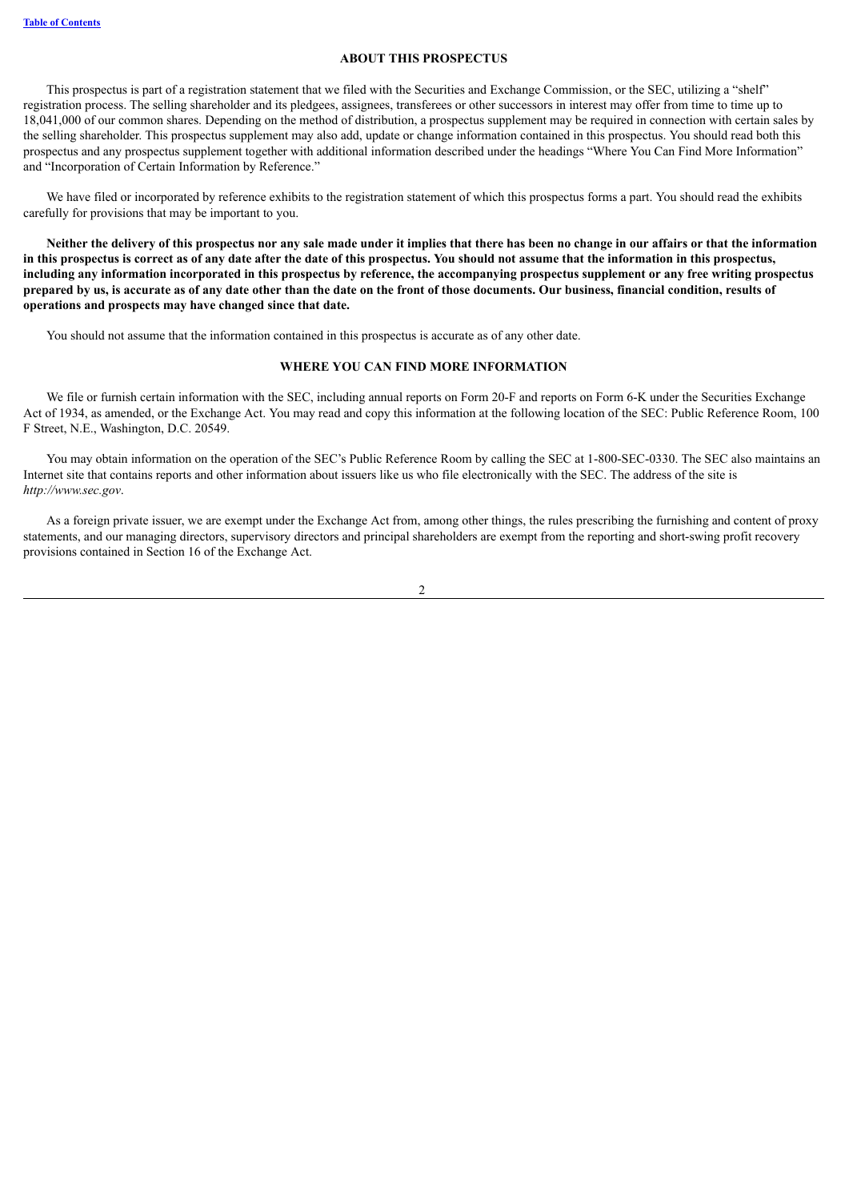## ABOUT THIS PROSPECTUS

This prospectus is part of a registration statement that we filed with the Securities and Exchange Commission, or the SEC, utilizing a "shelf" registration process. The selling shareholder and its pledgees, assignees, transferees or other successors in interest may offer from time to time up to 18,041,000 of our common shares. Depending on the method of distribution, a prospectus supplement may be required in connection with certain sales by the selling shareholder. This prospectus supplement may also add, update or change information contained in this prospectus. You should read both this prospectus and any prospectus supplement together with additional information described under the headings "Where You Can Find More Information" and "Incorporation of Certain Information by Reference."

We have filed or incorporated by reference exhibits to the registration statement of which this prospectus forms a part. You should read the exhibits carefully for provisions that may be important to you.

**Neither the delivery of this prospectus nor any sale made under it implies that there has been no change in our affairs or that the information in this prospectus is correct as of any date after the date of this prospectus. You should not assume that the information in this prospectus, including any information incorporated in this prospectus by reference, the accompanying prospectus supplement or any free writing prospectus prepared by us, is accurate as of any date other than the date on the front of those documents. Our business, financial condition, results of operations and prospects may have changed since that date.**

You should not assume that the information contained in this prospectus is accurate as of any other date.

## WHERE YOU CAN FIND MORE INFORMATION

We file or furnish certain information with the SEC, including annual reports on Form 20-F and reports on Form 6-K under the Securities Exchange Act of 1934, as amended, or the Exchange Act. You may read and copy this information at the following location of the SEC: Public Reference Room, 100 F Street, N.E., Washington, D.C. 20549.

You may obtain information on the operation of the SEC's Public Reference Room by calling the SEC at 1-800-SEC-0330. The SEC also maintains an Internet site that contains reports and other information about issuers like us who file electronically with the SEC. The address of the site is *http://www.sec.gov*.

As a foreign private issuer, we are exempt under the Exchange Act from, among other things, the rules prescribing the furnishing and content of proxy statements, and our managing directors, supervisory directors and principal shareholders are exempt from the reporting and short-swing profit recovery provisions contained in Section 16 of the Exchange Act.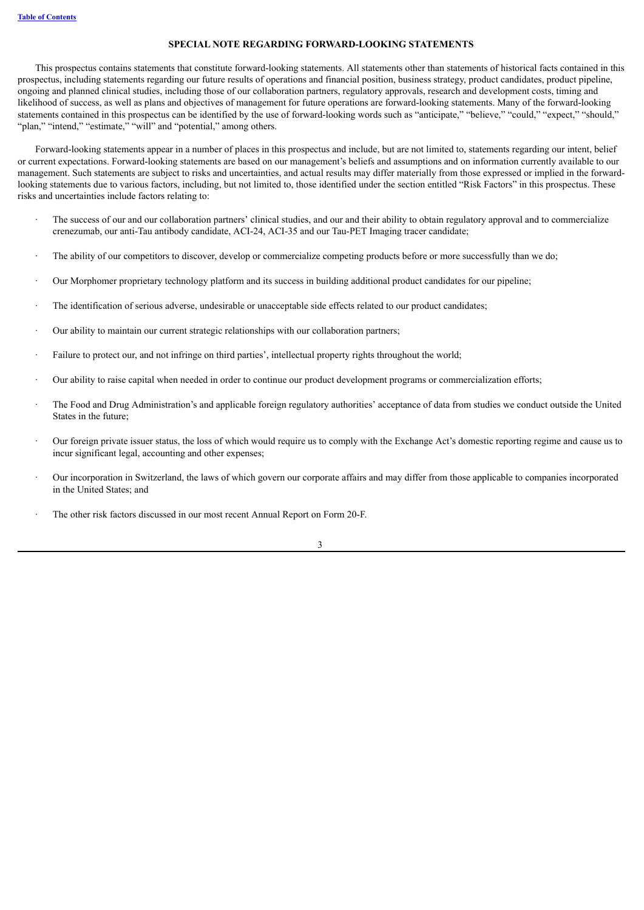## SPECIAL NOTE REGARDING FORWARD-LOOKING STATEMENTS

This prospectus contains statements that constitute forward-looking statements. All statements other than statements of historical facts contained in this prospectus, including statements regarding our future results of operations and financial position, business strategy, product candidates, product pipeline, ongoing and planned clinical studies, including those of our collaboration partners, regulatory approvals, research and development costs, timing and likelihood of success, as well as plans and objectives of management for future operations are forward-looking statements. Many of the forward-looking statements contained in this prospectus can be identified by the use of forward-looking words such as "anticipate," "believe," "could," "expect," "should," "plan," "intend," "estimate," "will" and "potential," among others.

Forward-looking statements appear in a number of places in this prospectus and include, but are not limited to, statements regarding our intent, belief or current expectations. Forward-looking statements are based on our management's beliefs and assumptions and on information currently available to our management. Such statements are subject to risks and uncertainties, and actual results may differ materially from those expressed or implied in the forward-looking statements due to various factors, including, but not limited to, those identified under the section entitled "Risk Factors" in this prospectus. These risks and uncertainties include factors relating to:

- The success of our and our collaboration partners' clinical studies, and our and their ability to obtain regulatory approval and to commercialize crenezumab, our anti-Tau antibody candidate, ACI-24, ACI-35 and our Tau-PET Imaging tracer candidate;
- The ability of our competitors to discover, develop or commercialize competing products before or more successfully than we do;
- Our Morphomer proprietary technology platform and its success in building additional product candidates for our pipeline;
- The identification of serious adverse, undesirable or unacceptable side effects related to our product candidates;
- Our ability to maintain our current strategic relationships with our collaboration partners;
- Failure to protect our, and not infringe on third parties', intellectual property rights throughout the world;
- Our ability to raise capital when needed in order to continue our product development programs or commercialization efforts;
- The Food and Drug Administration's and applicable foreign regulatory authorities' acceptance of data from studies we conduct outside the United States in the future;
- Our foreign private issuer status, the loss of which would require us to comply with the Exchange Act's domestic reporting regime and cause us to incur significant legal, accounting and other expenses;
- Our incorporation in Switzerland, the laws of which govern our corporate affairs and may differ from those applicable to companies incorporated in the United States; and
- The other risk factors discussed in our most recent Annual Report on Form 20-F.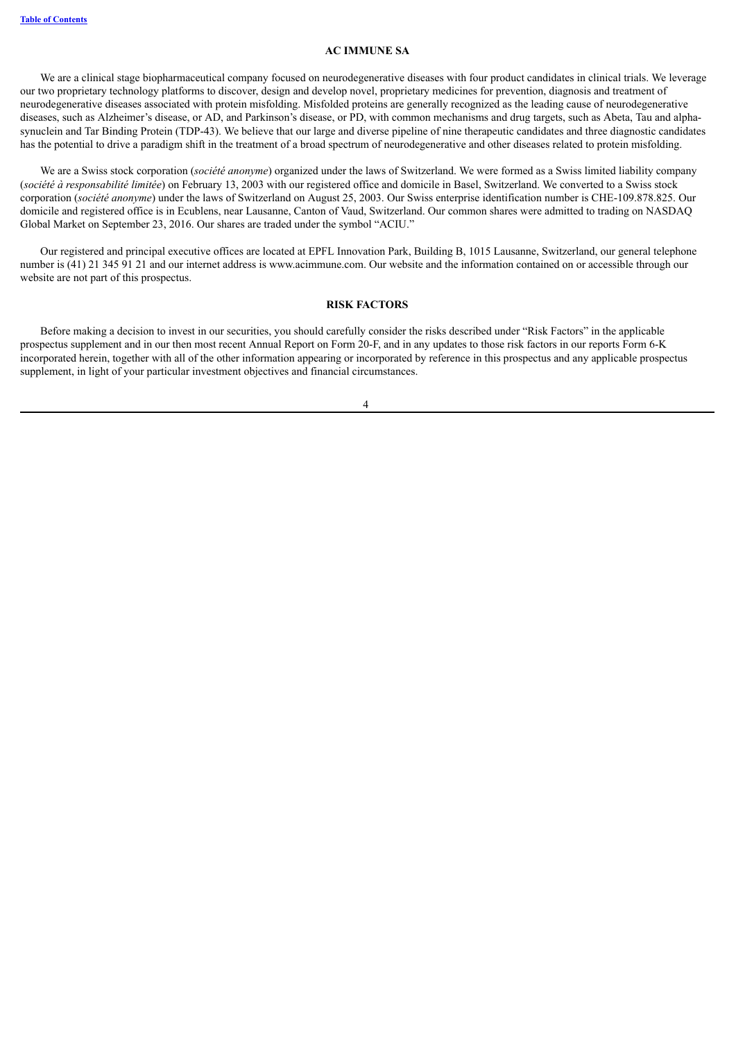## AC IMMUNE SA

We are a clinical stage biopharmaceutical company focused on neurodegenerative diseases with four product candidates in clinical trials. We leverage our two proprietary technology platforms to discover, design and develop novel, proprietary medicines for prevention, diagnosis and treatment of neurodegenerative diseases associated with protein misfolding. Misfolded proteins are generally recognized as the leading cause of neurodegenerative diseases, such as Alzheimer's disease, or AD, and Parkinson's disease, or PD, with common mechanisms and drug targets, such as Abeta, Tau and alpha-synuclein and Tar Binding Protein (TDP-43). We believe that our large and diverse pipeline of nine therapeutic candidates and three diagnostic candidates has the potential to drive a paradigm shift in the treatment of a broad spectrum of neurodegenerative and other diseases related to protein misfolding.

We are a Swiss stock corporation (*société anonyme*) organized under the laws of Switzerland. We were formed as a Swiss limited liability company (*société à responsabilité limitée*) on February 13, 2003 with our registered office and domicile in Basel, Switzerland. We converted to a Swiss stock corporation (*société anonyme*) under the laws of Switzerland on August 25, 2003. Our Swiss enterprise identification number is CHE-109.878.825. Our domicile and registered office is in Ecublens, near Lausanne, Canton of Vaud, Switzerland. Our common shares were admitted to trading on NASDAQ Global Market on September 23, 2016. Our shares are traded under the symbol "ACIU."

Our registered and principal executive offices are located at EPFL Innovation Park, Building B, 1015 Lausanne, Switzerland, our general telephone number is (41) 21 345 91 21 and our internet address is www.acimmune.com. Our website and the information contained on or accessible through our website are not part of this prospectus.

## RISK FACTORS

Before making a decision to invest in our securities, you should carefully consider the risks described under "Risk Factors" in the applicable prospectus supplement and in our then most recent Annual Report on Form 20-F, and in any updates to those risk factors in our reports Form 6-K incorporated herein, together with all of the other information appearing or incorporated by reference in this prospectus and any applicable prospectus supplement, in light of your particular investment objectives and financial circumstances.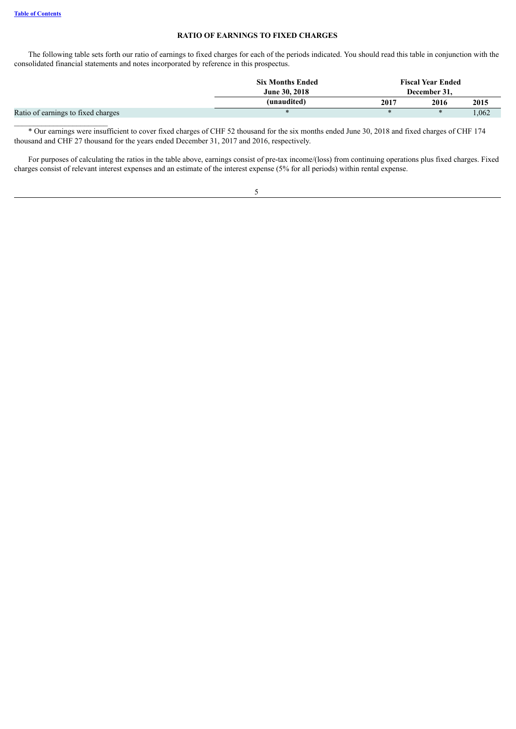## RATIO OF EARNINGS TO FIXED CHARGES

The following table sets forth our ratio of earnings to fixed charges for each of the periods indicated. You should read this table in conjunction with the consolidated financial statements and notes incorporated by reference in this prospectus.

| | Six Months Ended June 30, 2018 | Fiscal Year Ended December 31, | | |
|---|---|---|---|---|
| | (unaudited) | 2017 | 2016 | 2015 |
| Ratio of earnings to fixed charges | * | * | * | 1,062 |

* Our earnings were insufficient to cover fixed charges of CHF 52 thousand for the six months ended June 30, 2018 and fixed charges of CHF 174 thousand and CHF 27 thousand for the years ended December 31, 2017 and 2016, respectively.

For purposes of calculating the ratios in the table above, earnings consist of pre-tax income/(loss) from continuing operations plus fixed charges. Fixed charges consist of relevant interest expenses and an estimate of the interest expense (5% for all periods) within rental expense.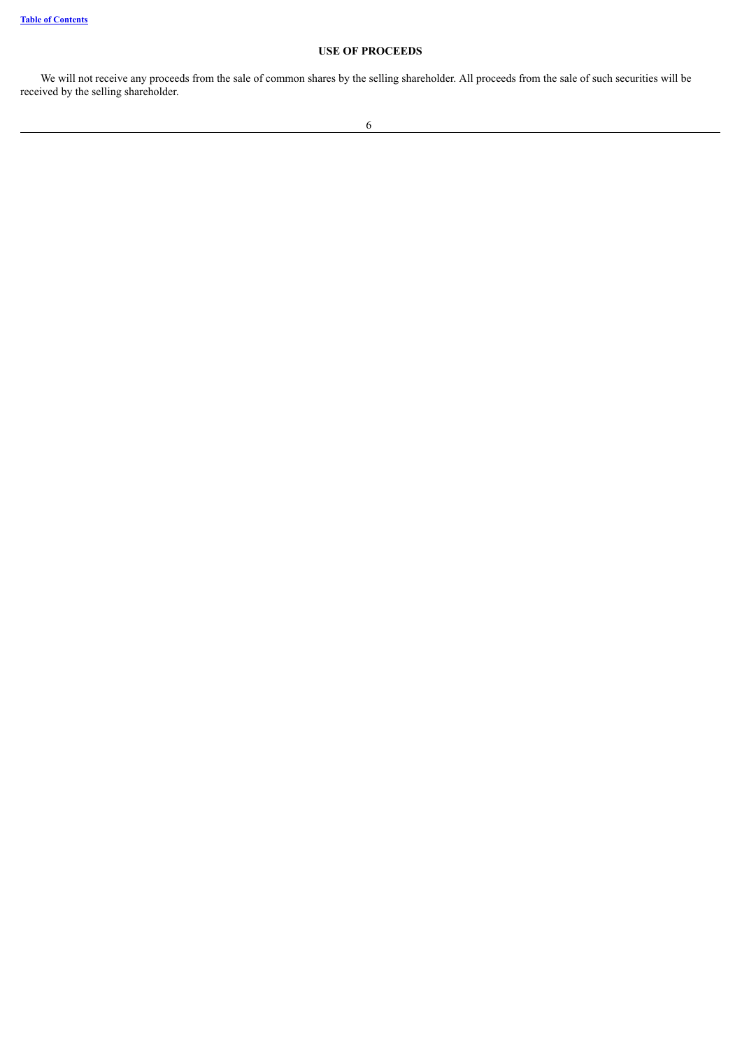## USE OF PROCEEDS

We will not receive any proceeds from the sale of common shares by the selling shareholder. All proceeds from the sale of such securities will be received by the selling shareholder.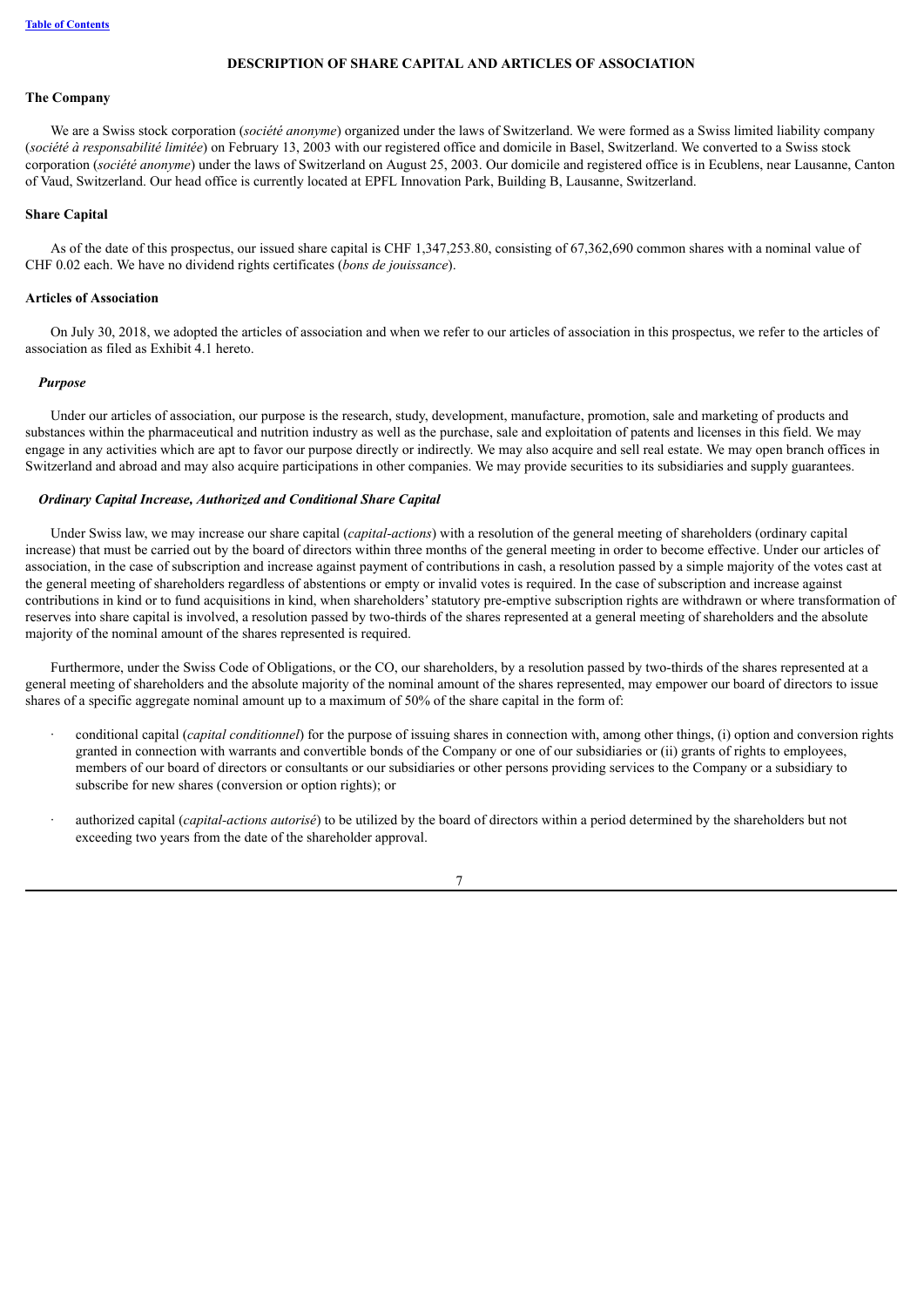# DESCRIPTION OF SHARE CAPITAL AND ARTICLES OF ASSOCIATION

## The Company

We are a Swiss stock corporation (*société anonyme*) organized under the laws of Switzerland. We were formed as a Swiss limited liability company (*société à responsabilité limitée*) on February 13, 2003 with our registered office and domicile in Basel, Switzerland. We converted to a Swiss stock corporation (*société anonyme*) under the laws of Switzerland on August 25, 2003. Our domicile and registered office is in Ecublens, near Lausanne, Canton of Vaud, Switzerland. Our head office is currently located at EPFL Innovation Park, Building B, Lausanne, Switzerland.

## Share Capital

As of the date of this prospectus, our issued share capital is CHF 1,347,253.80, consisting of 67,362,690 common shares with a nominal value of CHF 0.02 each. We have no dividend rights certificates (*bons de jouissance*).

## Articles of Association

On July 30, 2018, we adopted the articles of association and when we refer to our articles of association in this prospectus, we refer to the articles of association as filed as Exhibit 4.1 hereto.

### *Purpose*

Under our articles of association, our purpose is the research, study, development, manufacture, promotion, sale and marketing of products and substances within the pharmaceutical and nutrition industry as well as the purchase, sale and exploitation of patents and licenses in this field. We may engage in any activities which are apt to favor our purpose directly or indirectly. We may also acquire and sell real estate. We may open branch offices in Switzerland and abroad and may also acquire participations in other companies. We may provide securities to its subsidiaries and supply guarantees.

### *Ordinary Capital Increase, Authorized and Conditional Share Capital*

Under Swiss law, we may increase our share capital (*capital-actions*) with a resolution of the general meeting of shareholders (ordinary capital increase) that must be carried out by the board of directors within three months of the general meeting in order to become effective. Under our articles of association, in the case of subscription and increase against payment of contributions in cash, a resolution passed by a simple majority of the votes cast at the general meeting of shareholders regardless of abstentions or empty or invalid votes is required. In the case of subscription and increase against contributions in kind or to fund acquisitions in kind, when shareholders' statutory pre-emptive subscription rights are withdrawn or where transformation of reserves into share capital is involved, a resolution passed by two-thirds of the shares represented at a general meeting of shareholders and the absolute majority of the nominal amount of the shares represented is required.

Furthermore, under the Swiss Code of Obligations, or the CO, our shareholders, by a resolution passed by two-thirds of the shares represented at a general meeting of shareholders and the absolute majority of the nominal amount of the shares represented, may empower our board of directors to issue shares of a specific aggregate nominal amount up to a maximum of 50% of the share capital in the form of:

- conditional capital (*capital conditionnel*) for the purpose of issuing shares in connection with, among other things, (i) option and conversion rights granted in connection with warrants and convertible bonds of the Company or one of our subsidiaries or (ii) grants of rights to employees, members of our board of directors or consultants or our subsidiaries or other persons providing services to the Company or a subsidiary to subscribe for new shares (conversion or option rights); or

- authorized capital (*capital-actions autorisé*) to be utilized by the board of directors within a period determined by the shareholders but not exceeding two years from the date of the shareholder approval.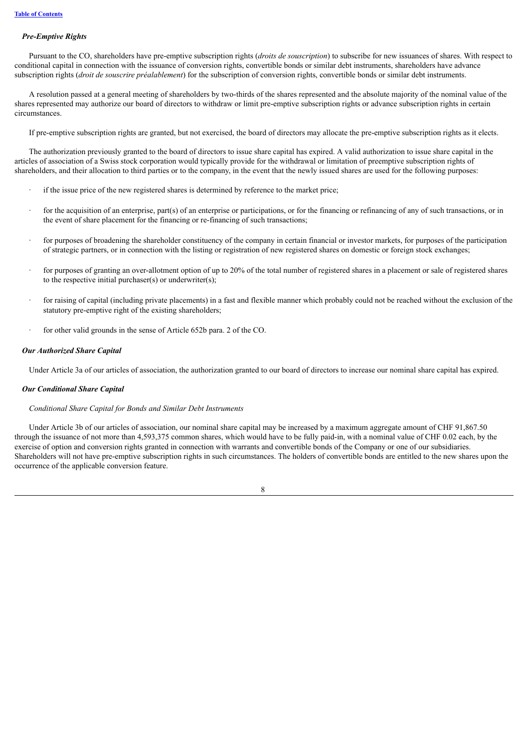*Pre-Emptive Rights*

Pursuant to the CO, shareholders have pre-emptive subscription rights (*droits de souscription*) to subscribe for new issuances of shares. With respect to conditional capital in connection with the issuance of conversion rights, convertible bonds or similar debt instruments, shareholders have advance subscription rights (*droit de souscrire préalablement*) for the subscription of conversion rights, convertible bonds or similar debt instruments.

A resolution passed at a general meeting of shareholders by two-thirds of the shares represented and the absolute majority of the nominal value of the shares represented may authorize our board of directors to withdraw or limit pre-emptive subscription rights or advance subscription rights in certain circumstances.

If pre-emptive subscription rights are granted, but not exercised, the board of directors may allocate the pre-emptive subscription rights as it elects.

The authorization previously granted to the board of directors to issue share capital has expired. A valid authorization to issue share capital in the articles of association of a Swiss stock corporation would typically provide for the withdrawal or limitation of preemptive subscription rights of shareholders, and their allocation to third parties or to the company, in the event that the newly issued shares are used for the following purposes:

- if the issue price of the new registered shares is determined by reference to the market price;
- for the acquisition of an enterprise, part(s) of an enterprise or participations, or for the financing or refinancing of any of such transactions, or in the event of share placement for the financing or re-financing of such transactions;
- for purposes of broadening the shareholder constituency of the company in certain financial or investor markets, for purposes of the participation of strategic partners, or in connection with the listing or registration of new registered shares on domestic or foreign stock exchanges;
- for purposes of granting an over-allotment option of up to 20% of the total number of registered shares in a placement or sale of registered shares to the respective initial purchaser(s) or underwriter(s);
- for raising of capital (including private placements) in a fast and flexible manner which probably could not be reached without the exclusion of the statutory pre-emptive right of the existing shareholders;
- for other valid grounds in the sense of Article 652b para. 2 of the CO.

***Our Authorized Share Capital***

Under Article 3a of our articles of association, the authorization granted to our board of directors to increase our nominal share capital has expired.

***Our Conditional Share Capital***

*Conditional Share Capital for Bonds and Similar Debt Instruments*

Under Article 3b of our articles of association, our nominal share capital may be increased by a maximum aggregate amount of CHF 91,867.50 through the issuance of not more than 4,593,375 common shares, which would have to be fully paid-in, with a nominal value of CHF 0.02 each, by the exercise of option and conversion rights granted in connection with warrants and convertible bonds of the Company or one of our subsidiaries. Shareholders will not have pre-emptive subscription rights in such circumstances. The holders of convertible bonds are entitled to the new shares upon the occurrence of the applicable conversion feature.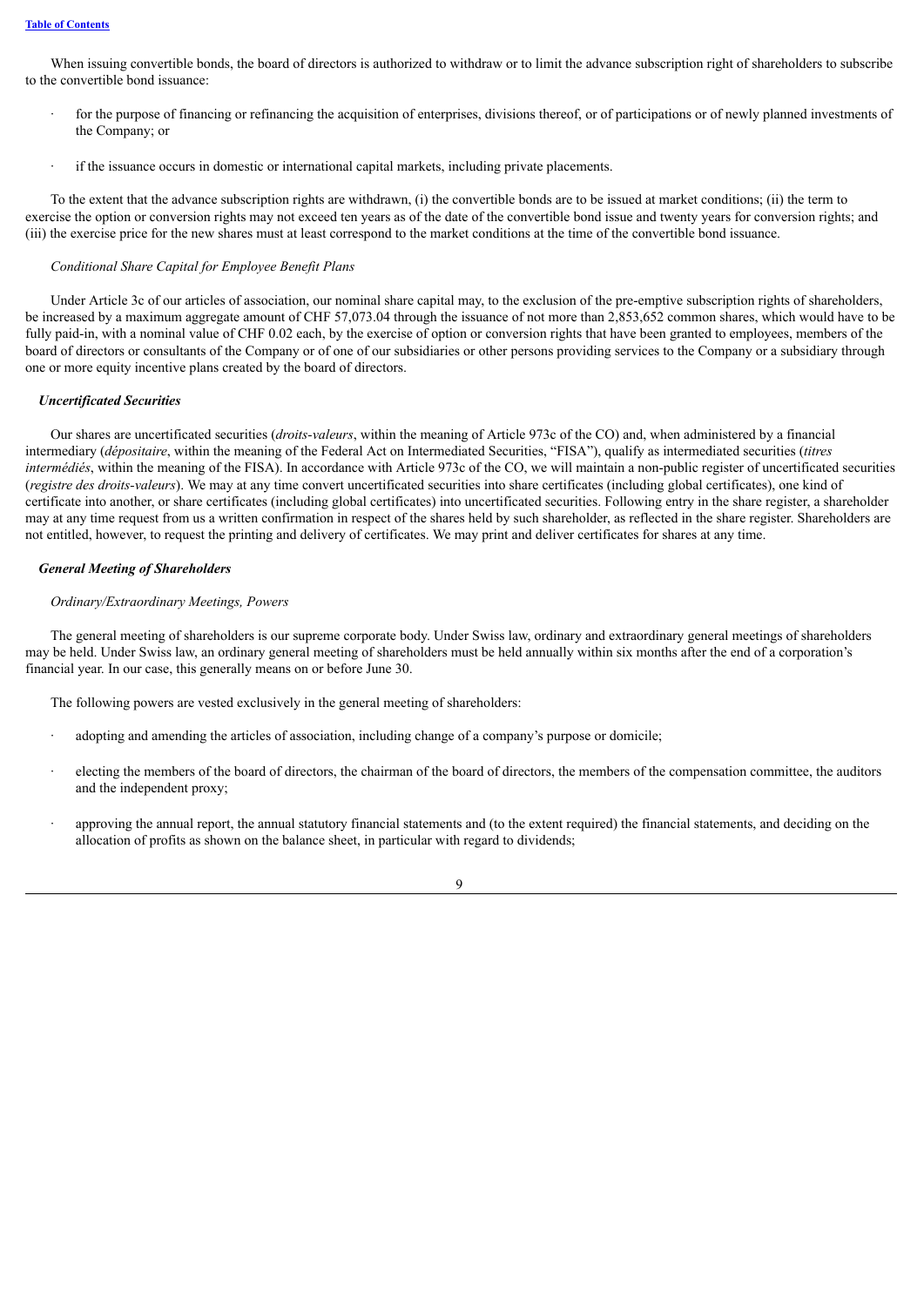When issuing convertible bonds, the board of directors is authorized to withdraw or to limit the advance subscription right of shareholders to subscribe to the convertible bond issuance:

- for the purpose of financing or refinancing the acquisition of enterprises, divisions thereof, or of participations or of newly planned investments of the Company; or
- if the issuance occurs in domestic or international capital markets, including private placements.

To the extent that the advance subscription rights are withdrawn, (i) the convertible bonds are to be issued at market conditions; (ii) the term to exercise the option or conversion rights may not exceed ten years as of the date of the convertible bond issue and twenty years for conversion rights; and (iii) the exercise price for the new shares must at least correspond to the market conditions at the time of the convertible bond issuance.

*Conditional Share Capital for Employee Benefit Plans*

Under Article 3c of our articles of association, our nominal share capital may, to the exclusion of the pre-emptive subscription rights of shareholders, be increased by a maximum aggregate amount of CHF 57,073.04 through the issuance of not more than 2,853,652 common shares, which would have to be fully paid-in, with a nominal value of CHF 0.02 each, by the exercise of option or conversion rights that have been granted to employees, members of the board of directors or consultants of the Company or of one of our subsidiaries or other persons providing services to the Company or a subsidiary through one or more equity incentive plans created by the board of directors.

***Uncertificated Securities***

Our shares are uncertificated securities (*droits-valeurs*, within the meaning of Article 973c of the CO) and, when administered by a financial intermediary (*dépositaire*, within the meaning of the Federal Act on Intermediated Securities, "FISA"), qualify as intermediated securities (*titres intermédiés*, within the meaning of the FISA). In accordance with Article 973c of the CO, we will maintain a non-public register of uncertificated securities (*registre des droits-valeurs*). We may at any time convert uncertificated securities into share certificates (including global certificates), one kind of certificate into another, or share certificates (including global certificates) into uncertificated securities. Following entry in the share register, a shareholder may at any time request from us a written confirmation in respect of the shares held by such shareholder, as reflected in the share register. Shareholders are not entitled, however, to request the printing and delivery of certificates. We may print and deliver certificates for shares at any time.

***General Meeting of Shareholders***

*Ordinary/Extraordinary Meetings, Powers*

The general meeting of shareholders is our supreme corporate body. Under Swiss law, ordinary and extraordinary general meetings of shareholders may be held. Under Swiss law, an ordinary general meeting of shareholders must be held annually within six months after the end of a corporation's financial year. In our case, this generally means on or before June 30.

The following powers are vested exclusively in the general meeting of shareholders:

- adopting and amending the articles of association, including change of a company's purpose or domicile;
- electing the members of the board of directors, the chairman of the board of directors, the members of the compensation committee, the auditors and the independent proxy;
- approving the annual report, the annual statutory financial statements and (to the extent required) the financial statements, and deciding on the allocation of profits as shown on the balance sheet, in particular with regard to dividends;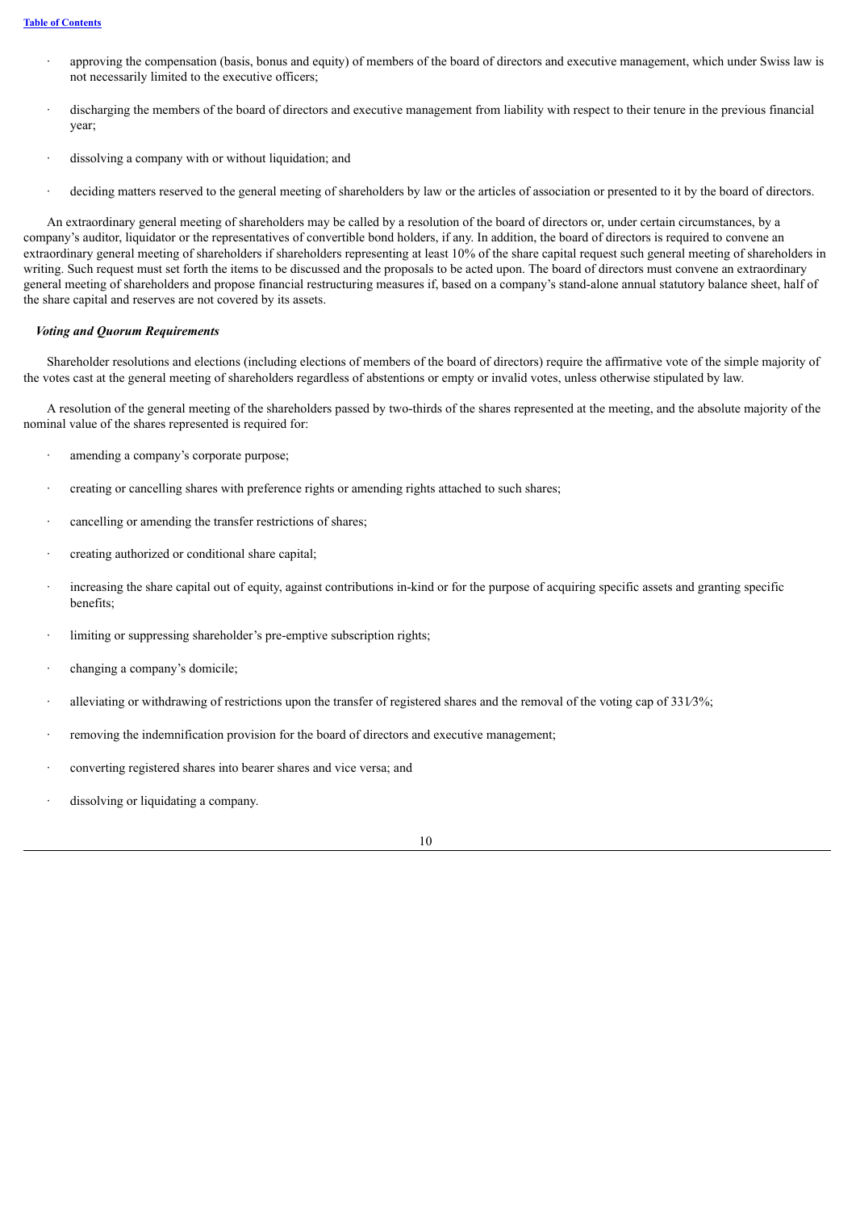- approving the compensation (basis, bonus and equity) of members of the board of directors and executive management, which under Swiss law is not necessarily limited to the executive officers;
- discharging the members of the board of directors and executive management from liability with respect to their tenure in the previous financial year;
- dissolving a company with or without liquidation; and
- deciding matters reserved to the general meeting of shareholders by law or the articles of association or presented to it by the board of directors.

An extraordinary general meeting of shareholders may be called by a resolution of the board of directors or, under certain circumstances, by a company's auditor, liquidator or the representatives of convertible bond holders, if any. In addition, the board of directors is required to convene an extraordinary general meeting of shareholders if shareholders representing at least 10% of the share capital request such general meeting of shareholders in writing. Such request must set forth the items to be discussed and the proposals to be acted upon. The board of directors must convene an extraordinary general meeting of shareholders and propose financial restructuring measures if, based on a company's stand-alone annual statutory balance sheet, half of the share capital and reserves are not covered by its assets.

***Voting and Quorum Requirements***

Shareholder resolutions and elections (including elections of members of the board of directors) require the affirmative vote of the simple majority of the votes cast at the general meeting of shareholders regardless of abstentions or empty or invalid votes, unless otherwise stipulated by law.

A resolution of the general meeting of the shareholders passed by two-thirds of the shares represented at the meeting, and the absolute majority of the nominal value of the shares represented is required for:

- amending a company's corporate purpose;
- creating or cancelling shares with preference rights or amending rights attached to such shares;
- cancelling or amending the transfer restrictions of shares;
- creating authorized or conditional share capital;
- increasing the share capital out of equity, against contributions in-kind or for the purpose of acquiring specific assets and granting specific benefits;
- limiting or suppressing shareholder's pre-emptive subscription rights;
- changing a company's domicile;
- alleviating or withdrawing of restrictions upon the transfer of registered shares and the removal of the voting cap of 33⅓%;
- removing the indemnification provision for the board of directors and executive management;
- converting registered shares into bearer shares and vice versa; and
- dissolving or liquidating a company.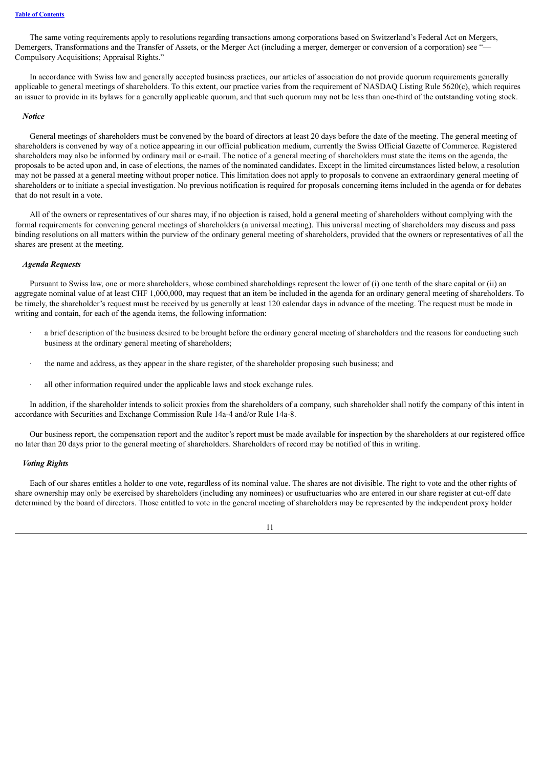The same voting requirements apply to resolutions regarding transactions among corporations based on Switzerland's Federal Act on Mergers, Demergers, Transformations and the Transfer of Assets, or the Merger Act (including a merger, demerger or conversion of a corporation) see "— Compulsory Acquisitions; Appraisal Rights."

In accordance with Swiss law and generally accepted business practices, our articles of association do not provide quorum requirements generally applicable to general meetings of shareholders. To this extent, our practice varies from the requirement of NASDAQ Listing Rule 5620(c), which requires an issuer to provide in its bylaws for a generally applicable quorum, and that such quorum may not be less than one-third of the outstanding voting stock.

***Notice***

General meetings of shareholders must be convened by the board of directors at least 20 days before the date of the meeting. The general meeting of shareholders is convened by way of a notice appearing in our official publication medium, currently the Swiss Official Gazette of Commerce. Registered shareholders may also be informed by ordinary mail or e-mail. The notice of a general meeting of shareholders must state the items on the agenda, the proposals to be acted upon and, in case of elections, the names of the nominated candidates. Except in the limited circumstances listed below, a resolution may not be passed at a general meeting without proper notice. This limitation does not apply to proposals to convene an extraordinary general meeting of shareholders or to initiate a special investigation. No previous notification is required for proposals concerning items included in the agenda or for debates that do not result in a vote.

All of the owners or representatives of our shares may, if no objection is raised, hold a general meeting of shareholders without complying with the formal requirements for convening general meetings of shareholders (a universal meeting). This universal meeting of shareholders may discuss and pass binding resolutions on all matters within the purview of the ordinary general meeting of shareholders, provided that the owners or representatives of all the shares are present at the meeting.

***Agenda Requests***

Pursuant to Swiss law, one or more shareholders, whose combined shareholdings represent the lower of (i) one tenth of the share capital or (ii) an aggregate nominal value of at least CHF 1,000,000, may request that an item be included in the agenda for an ordinary general meeting of shareholders. To be timely, the shareholder's request must be received by us generally at least 120 calendar days in advance of the meeting. The request must be made in writing and contain, for each of the agenda items, the following information:

- a brief description of the business desired to be brought before the ordinary general meeting of shareholders and the reasons for conducting such business at the ordinary general meeting of shareholders;
- the name and address, as they appear in the share register, of the shareholder proposing such business; and
- all other information required under the applicable laws and stock exchange rules.

In addition, if the shareholder intends to solicit proxies from the shareholders of a company, such shareholder shall notify the company of this intent in accordance with Securities and Exchange Commission Rule 14a-4 and/or Rule 14a-8.

Our business report, the compensation report and the auditor's report must be made available for inspection by the shareholders at our registered office no later than 20 days prior to the general meeting of shareholders. Shareholders of record may be notified of this in writing.

***Voting Rights***

Each of our shares entitles a holder to one vote, regardless of its nominal value. The shares are not divisible. The right to vote and the other rights of share ownership may only be exercised by shareholders (including any nominees) or usufructuaries who are entered in our share register at cut-off date determined by the board of directors. Those entitled to vote in the general meeting of shareholders may be represented by the independent proxy holder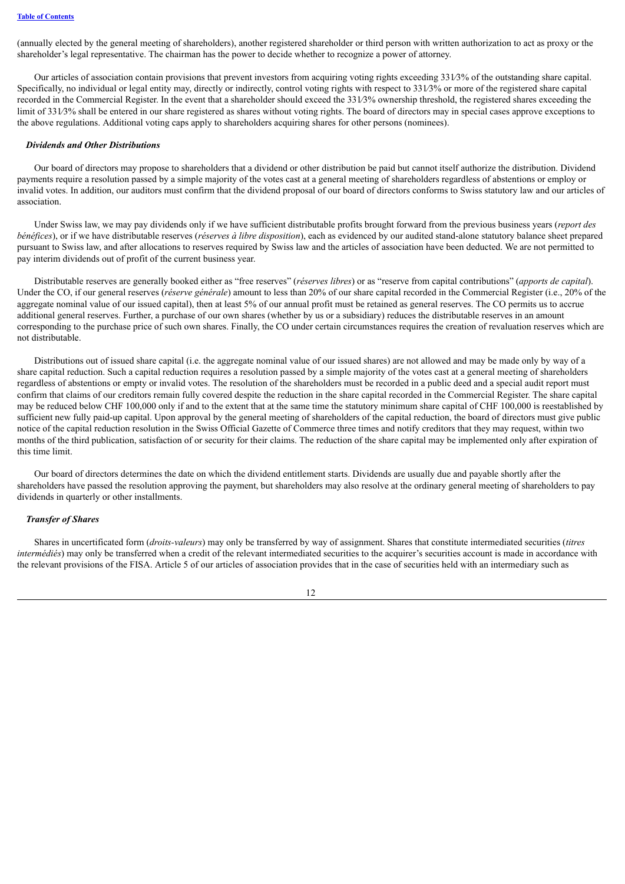(annually elected by the general meeting of shareholders), another registered shareholder or third person with written authorization to act as proxy or the shareholder's legal representative. The chairman has the power to decide whether to recognize a power of attorney.

Our articles of association contain provisions that prevent investors from acquiring voting rights exceeding 33⅓% of the outstanding share capital. Specifically, no individual or legal entity may, directly or indirectly, control voting rights with respect to 33⅓% or more of the registered share capital recorded in the Commercial Register. In the event that a shareholder should exceed the 33⅓% ownership threshold, the registered shares exceeding the limit of 33⅓% shall be entered in our share registered as shares without voting rights. The board of directors may in special cases approve exceptions to the above regulations. Additional voting caps apply to shareholders acquiring shares for other persons (nominees).

### *Dividends and Other Distributions*

Our board of directors may propose to shareholders that a dividend or other distribution be paid but cannot itself authorize the distribution. Dividend payments require a resolution passed by a simple majority of the votes cast at a general meeting of shareholders regardless of abstentions or employ or invalid votes. In addition, our auditors must confirm that the dividend proposal of our board of directors conforms to Swiss statutory law and our articles of association.

Under Swiss law, we may pay dividends only if we have sufficient distributable profits brought forward from the previous business years (*report des bénéfices*), or if we have distributable reserves (*réserves à libre disposition*), each as evidenced by our audited stand-alone statutory balance sheet prepared pursuant to Swiss law, and after allocations to reserves required by Swiss law and the articles of association have been deducted. We are not permitted to pay interim dividends out of profit of the current business year.

Distributable reserves are generally booked either as "free reserves" (*réserves libres*) or as "reserve from capital contributions" (*apports de capital*). Under the CO, if our general reserves (*réserve générale*) amount to less than 20% of our share capital recorded in the Commercial Register (i.e., 20% of the aggregate nominal value of our issued capital), then at least 5% of our annual profit must be retained as general reserves. The CO permits us to accrue additional general reserves. Further, a purchase of our own shares (whether by us or a subsidiary) reduces the distributable reserves in an amount corresponding to the purchase price of such own shares. Finally, the CO under certain circumstances requires the creation of revaluation reserves which are not distributable.

Distributions out of issued share capital (i.e. the aggregate nominal value of our issued shares) are not allowed and may be made only by way of a share capital reduction. Such a capital reduction requires a resolution passed by a simple majority of the votes cast at a general meeting of shareholders regardless of abstentions or empty or invalid votes. The resolution of the shareholders must be recorded in a public deed and a special audit report must confirm that claims of our creditors remain fully covered despite the reduction in the share capital recorded in the Commercial Register. The share capital may be reduced below CHF 100,000 only if and to the extent that at the same time the statutory minimum share capital of CHF 100,000 is reestablished by sufficient new fully paid-up capital. Upon approval by the general meeting of shareholders of the capital reduction, the board of directors must give public notice of the capital reduction resolution in the Swiss Official Gazette of Commerce three times and notify creditors that they may request, within two months of the third publication, satisfaction of or security for their claims. The reduction of the share capital may be implemented only after expiration of this time limit.

Our board of directors determines the date on which the dividend entitlement starts. Dividends are usually due and payable shortly after the shareholders have passed the resolution approving the payment, but shareholders may also resolve at the ordinary general meeting of shareholders to pay dividends in quarterly or other installments.

### *Transfer of Shares*

Shares in uncertificated form (*droits-valeurs*) may only be transferred by way of assignment. Shares that constitute intermediated securities (*titres intermédiés*) may only be transferred when a credit of the relevant intermediated securities to the acquirer's securities account is made in accordance with the relevant provisions of the FISA. Article 5 of our articles of association provides that in the case of securities held with an intermediary such as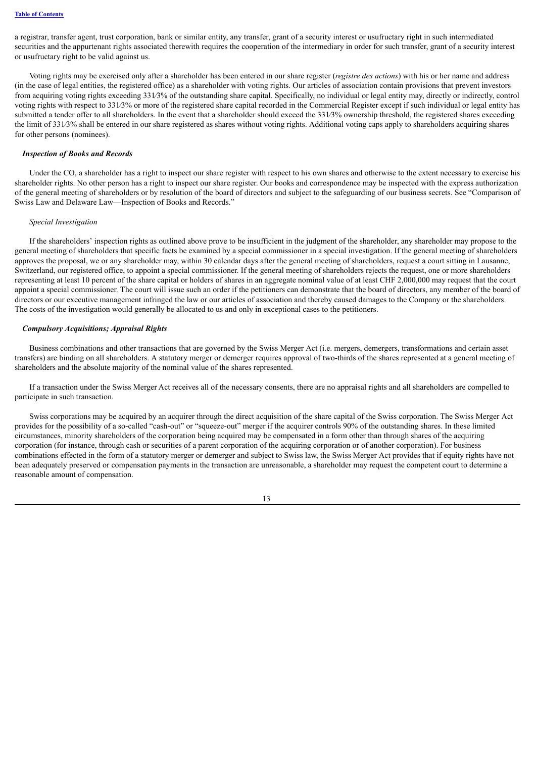a registrar, transfer agent, trust corporation, bank or similar entity, any transfer, grant of a security interest or usufructary right in such intermediated securities and the appurtenant rights associated therewith requires the cooperation of the intermediary in order for such transfer, grant of a security interest or usufructary right to be valid against us.

Voting rights may be exercised only after a shareholder has been entered in our share register (*registre des actions*) with his or her name and address (in the case of legal entities, the registered office) as a shareholder with voting rights. Our articles of association contain provisions that prevent investors from acquiring voting rights exceeding 33⅓% of the outstanding share capital. Specifically, no individual or legal entity may, directly or indirectly, control voting rights with respect to 33⅓% or more of the registered share capital recorded in the Commercial Register except if such individual or legal entity has submitted a tender offer to all shareholders. In the event that a shareholder should exceed the 33⅓% ownership threshold, the registered shares exceeding the limit of 33⅓% shall be entered in our share registered as shares without voting rights. Additional voting caps apply to shareholders acquiring shares for other persons (nominees).

#### ***Inspection of Books and Records***

Under the CO, a shareholder has a right to inspect our share register with respect to his own shares and otherwise to the extent necessary to exercise his shareholder rights. No other person has a right to inspect our share register. Our books and correspondence may be inspected with the express authorization of the general meeting of shareholders or by resolution of the board of directors and subject to the safeguarding of our business secrets. See "Comparison of Swiss Law and Delaware Law—Inspection of Books and Records."

##### *Special Investigation*

If the shareholders' inspection rights as outlined above prove to be insufficient in the judgment of the shareholder, any shareholder may propose to the general meeting of shareholders that specific facts be examined by a special commissioner in a special investigation. If the general meeting of shareholders approves the proposal, we or any shareholder may, within 30 calendar days after the general meeting of shareholders, request a court sitting in Lausanne, Switzerland, our registered office, to appoint a special commissioner. If the general meeting of shareholders rejects the request, one or more shareholders representing at least 10 percent of the share capital or holders of shares in an aggregate nominal value of at least CHF 2,000,000 may request that the court appoint a special commissioner. The court will issue such an order if the petitioners can demonstrate that the board of directors, any member of the board of directors or our executive management infringed the law or our articles of association and thereby caused damages to the Company or the shareholders. The costs of the investigation would generally be allocated to us and only in exceptional cases to the petitioners.

#### ***Compulsory Acquisitions; Appraisal Rights***

Business combinations and other transactions that are governed by the Swiss Merger Act (i.e. mergers, demergers, transformations and certain asset transfers) are binding on all shareholders. A statutory merger or demerger requires approval of two-thirds of the shares represented at a general meeting of shareholders and the absolute majority of the nominal value of the shares represented.

If a transaction under the Swiss Merger Act receives all of the necessary consents, there are no appraisal rights and all shareholders are compelled to participate in such transaction.

Swiss corporations may be acquired by an acquirer through the direct acquisition of the share capital of the Swiss corporation. The Swiss Merger Act provides for the possibility of a so-called "cash-out" or "squeeze-out" merger if the acquirer controls 90% of the outstanding shares. In these limited circumstances, minority shareholders of the corporation being acquired may be compensated in a form other than through shares of the acquiring corporation (for instance, through cash or securities of a parent corporation of the acquiring corporation or of another corporation). For business combinations effected in the form of a statutory merger or demerger and subject to Swiss law, the Swiss Merger Act provides that if equity rights have not been adequately preserved or compensation payments in the transaction are unreasonable, a shareholder may request the competent court to determine a reasonable amount of compensation.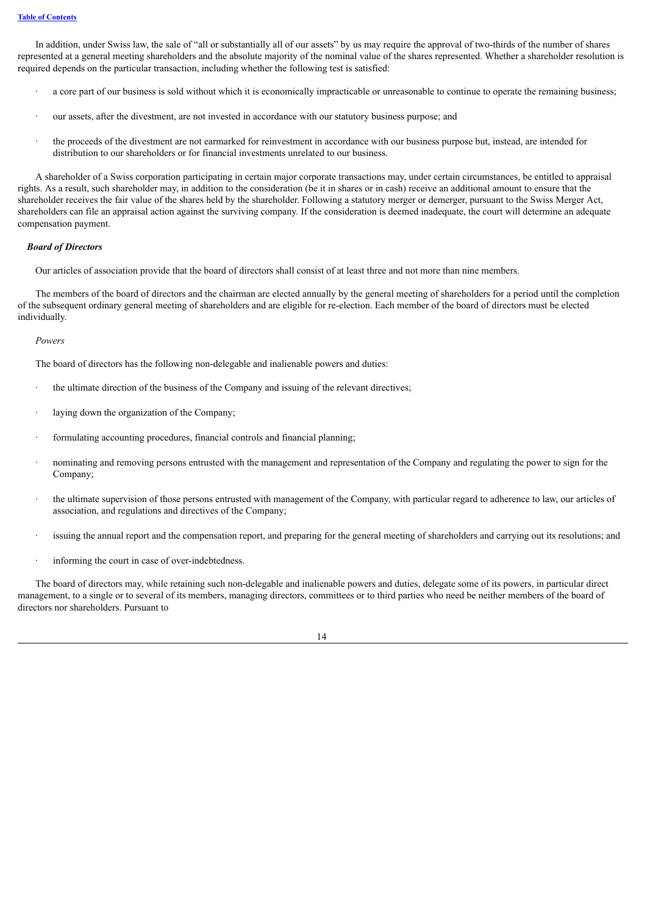In addition, under Swiss law, the sale of "all or substantially all of our assets" by us may require the approval of two-thirds of the number of shares represented at a general meeting shareholders and the absolute majority of the nominal value of the shares represented. Whether a shareholder resolution is required depends on the particular transaction, including whether the following test is satisfied:

- a core part of our business is sold without which it is economically impracticable or unreasonable to continue to operate the remaining business;
- our assets, after the divestment, are not invested in accordance with our statutory business purpose; and
- the proceeds of the divestment are not earmarked for reinvestment in accordance with our business purpose but, instead, are intended for distribution to our shareholders or for financial investments unrelated to our business.

A shareholder of a Swiss corporation participating in certain major corporate transactions may, under certain circumstances, be entitled to appraisal rights. As a result, such shareholder may, in addition to the consideration (be it in shares or in cash) receive an additional amount to ensure that the shareholder receives the fair value of the shares held by the shareholder. Following a statutory merger or demerger, pursuant to the Swiss Merger Act, shareholders can file an appraisal action against the surviving company. If the consideration is deemed inadequate, the court will determine an adequate compensation payment.

***Board of Directors***

Our articles of association provide that the board of directors shall consist of at least three and not more than nine members.

The members of the board of directors and the chairman are elected annually by the general meeting of shareholders for a period until the completion of the subsequent ordinary general meeting of shareholders and are eligible for re-election. Each member of the board of directors must be elected individually.

*Powers*

The board of directors has the following non-delegable and inalienable powers and duties:

- the ultimate direction of the business of the Company and issuing of the relevant directives;
- laying down the organization of the Company;
- formulating accounting procedures, financial controls and financial planning;
- nominating and removing persons entrusted with the management and representation of the Company and regulating the power to sign for the Company;
- the ultimate supervision of those persons entrusted with management of the Company, with particular regard to adherence to law, our articles of association, and regulations and directives of the Company;
- issuing the annual report and the compensation report, and preparing for the general meeting of shareholders and carrying out its resolutions; and
- informing the court in case of over-indebtedness.

The board of directors may, while retaining such non-delegable and inalienable powers and duties, delegate some of its powers, in particular direct management, to a single or to several of its members, managing directors, committees or to third parties who need be neither members of the board of directors nor shareholders. Pursuant to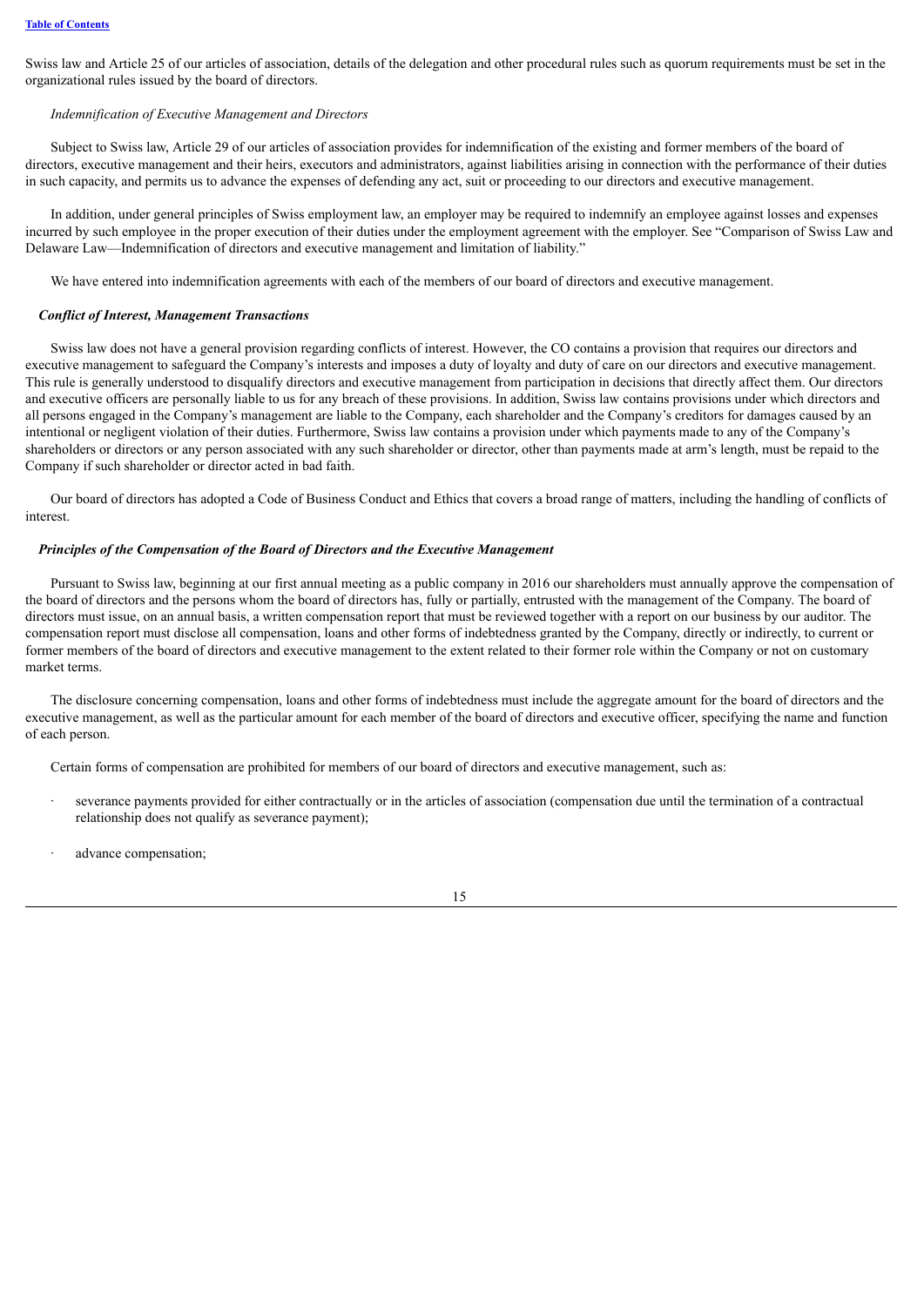Swiss law and Article 25 of our articles of association, details of the delegation and other procedural rules such as quorum requirements must be set in the organizational rules issued by the board of directors.

*Indemnification of Executive Management and Directors*

Subject to Swiss law, Article 29 of our articles of association provides for indemnification of the existing and former members of the board of directors, executive management and their heirs, executors and administrators, against liabilities arising in connection with the performance of their duties in such capacity, and permits us to advance the expenses of defending any act, suit or proceeding to our directors and executive management.

In addition, under general principles of Swiss employment law, an employer may be required to indemnify an employee against losses and expenses incurred by such employee in the proper execution of their duties under the employment agreement with the employer. See "Comparison of Swiss Law and Delaware Law—Indemnification of directors and executive management and limitation of liability."

We have entered into indemnification agreements with each of the members of our board of directors and executive management.

***Conflict of Interest, Management Transactions***

Swiss law does not have a general provision regarding conflicts of interest. However, the CO contains a provision that requires our directors and executive management to safeguard the Company's interests and imposes a duty of loyalty and duty of care on our directors and executive management. This rule is generally understood to disqualify directors and executive management from participation in decisions that directly affect them. Our directors and executive officers are personally liable to us for any breach of these provisions. In addition, Swiss law contains provisions under which directors and all persons engaged in the Company's management are liable to the Company, each shareholder and the Company's creditors for damages caused by an intentional or negligent violation of their duties. Furthermore, Swiss law contains a provision under which payments made to any of the Company's shareholders or directors or any person associated with any such shareholder or director, other than payments made at arm's length, must be repaid to the Company if such shareholder or director acted in bad faith.

Our board of directors has adopted a Code of Business Conduct and Ethics that covers a broad range of matters, including the handling of conflicts of interest.

***Principles of the Compensation of the Board of Directors and the Executive Management***

Pursuant to Swiss law, beginning at our first annual meeting as a public company in 2016 our shareholders must annually approve the compensation of the board of directors and the persons whom the board of directors has, fully or partially, entrusted with the management of the Company. The board of directors must issue, on an annual basis, a written compensation report that must be reviewed together with a report on our business by our auditor. The compensation report must disclose all compensation, loans and other forms of indebtedness granted by the Company, directly or indirectly, to current or former members of the board of directors and executive management to the extent related to their former role within the Company or not on customary market terms.

The disclosure concerning compensation, loans and other forms of indebtedness must include the aggregate amount for the board of directors and the executive management, as well as the particular amount for each member of the board of directors and executive officer, specifying the name and function of each person.

Certain forms of compensation are prohibited for members of our board of directors and executive management, such as:

- severance payments provided for either contractually or in the articles of association (compensation due until the termination of a contractual relationship does not qualify as severance payment);
- advance compensation;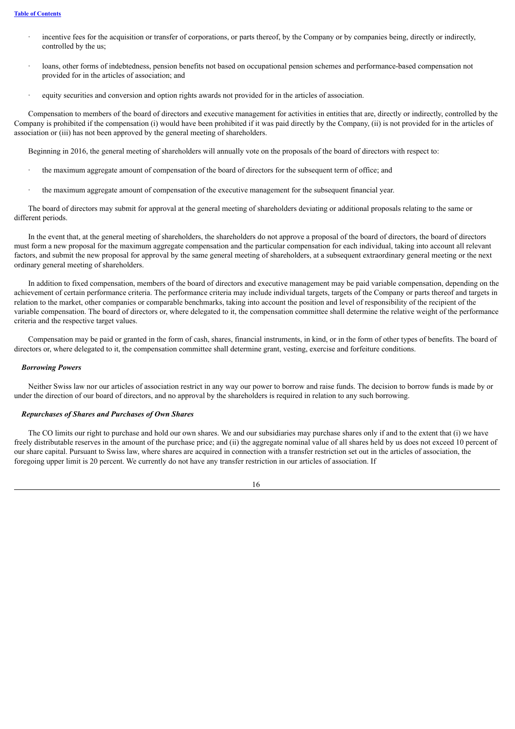- incentive fees for the acquisition or transfer of corporations, or parts thereof, by the Company or by companies being, directly or indirectly, controlled by the us;
- loans, other forms of indebtedness, pension benefits not based on occupational pension schemes and performance-based compensation not provided for in the articles of association; and
- equity securities and conversion and option rights awards not provided for in the articles of association.

Compensation to members of the board of directors and executive management for activities in entities that are, directly or indirectly, controlled by the Company is prohibited if the compensation (i) would have been prohibited if it was paid directly by the Company, (ii) is not provided for in the articles of association or (iii) has not been approved by the general meeting of shareholders.

Beginning in 2016, the general meeting of shareholders will annually vote on the proposals of the board of directors with respect to:

- the maximum aggregate amount of compensation of the board of directors for the subsequent term of office; and
- the maximum aggregate amount of compensation of the executive management for the subsequent financial year.

The board of directors may submit for approval at the general meeting of shareholders deviating or additional proposals relating to the same or different periods.

In the event that, at the general meeting of shareholders, the shareholders do not approve a proposal of the board of directors, the board of directors must form a new proposal for the maximum aggregate compensation and the particular compensation for each individual, taking into account all relevant factors, and submit the new proposal for approval by the same general meeting of shareholders, at a subsequent extraordinary general meeting or the next ordinary general meeting of shareholders.

In addition to fixed compensation, members of the board of directors and executive management may be paid variable compensation, depending on the achievement of certain performance criteria. The performance criteria may include individual targets, targets of the Company or parts thereof and targets in relation to the market, other companies or comparable benchmarks, taking into account the position and level of responsibility of the recipient of the variable compensation. The board of directors or, where delegated to it, the compensation committee shall determine the relative weight of the performance criteria and the respective target values.

Compensation may be paid or granted in the form of cash, shares, financial instruments, in kind, or in the form of other types of benefits. The board of directors or, where delegated to it, the compensation committee shall determine grant, vesting, exercise and forfeiture conditions.

***Borrowing Powers***

Neither Swiss law nor our articles of association restrict in any way our power to borrow and raise funds. The decision to borrow funds is made by or under the direction of our board of directors, and no approval by the shareholders is required in relation to any such borrowing.

***Repurchases of Shares and Purchases of Own Shares***

The CO limits our right to purchase and hold our own shares. We and our subsidiaries may purchase shares only if and to the extent that (i) we have freely distributable reserves in the amount of the purchase price; and (ii) the aggregate nominal value of all shares held by us does not exceed 10 percent of our share capital. Pursuant to Swiss law, where shares are acquired in connection with a transfer restriction set out in the articles of association, the foregoing upper limit is 20 percent. We currently do not have any transfer restriction in our articles of association. If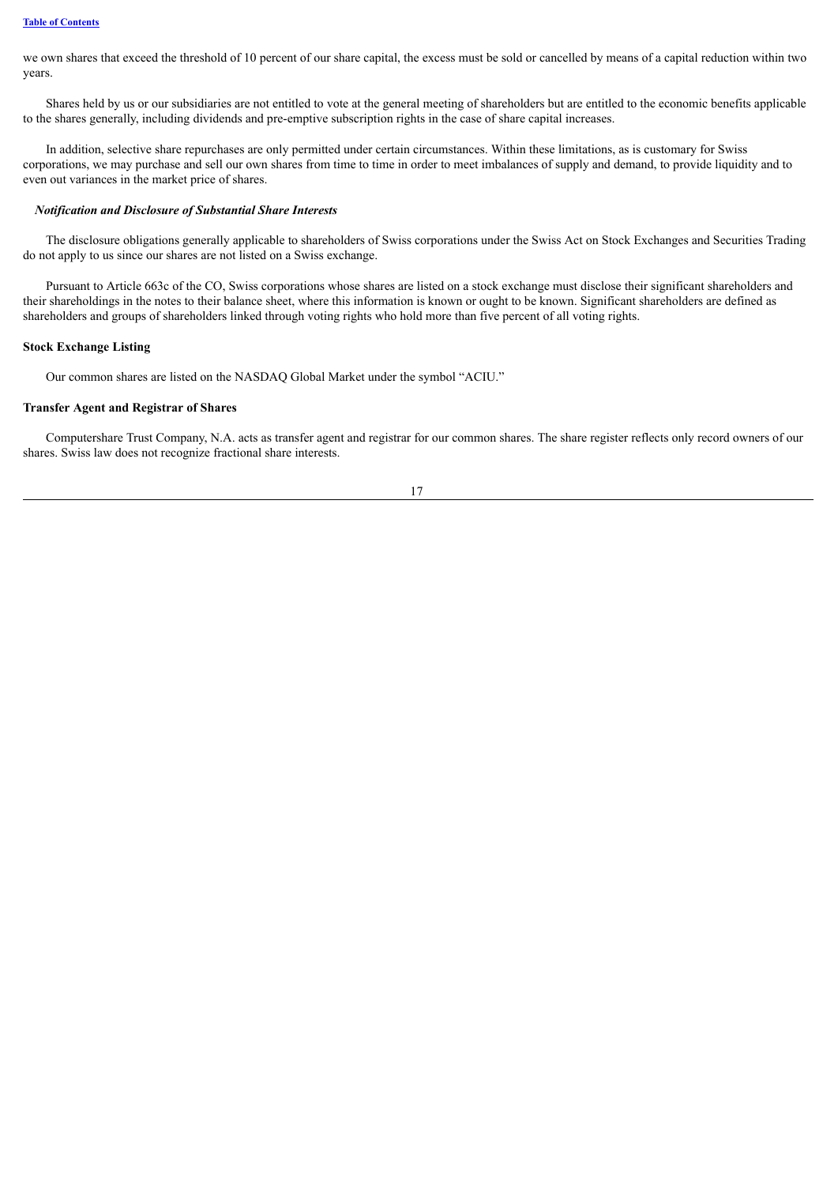we own shares that exceed the threshold of 10 percent of our share capital, the excess must be sold or cancelled by means of a capital reduction within two years.

Shares held by us or our subsidiaries are not entitled to vote at the general meeting of shareholders but are entitled to the economic benefits applicable to the shares generally, including dividends and pre-emptive subscription rights in the case of share capital increases.

In addition, selective share repurchases are only permitted under certain circumstances. Within these limitations, as is customary for Swiss corporations, we may purchase and sell our own shares from time to time in order to meet imbalances of supply and demand, to provide liquidity and to even out variances in the market price of shares.

***Notification and Disclosure of Substantial Share Interests***

The disclosure obligations generally applicable to shareholders of Swiss corporations under the Swiss Act on Stock Exchanges and Securities Trading do not apply to us since our shares are not listed on a Swiss exchange.

Pursuant to Article 663c of the CO, Swiss corporations whose shares are listed on a stock exchange must disclose their significant shareholders and their shareholdings in the notes to their balance sheet, where this information is known or ought to be known. Significant shareholders are defined as shareholders and groups of shareholders linked through voting rights who hold more than five percent of all voting rights.

**Stock Exchange Listing**

Our common shares are listed on the NASDAQ Global Market under the symbol "ACIU."

**Transfer Agent and Registrar of Shares**

Computershare Trust Company, N.A. acts as transfer agent and registrar for our common shares. The share register reflects only record owners of our shares. Swiss law does not recognize fractional share interests.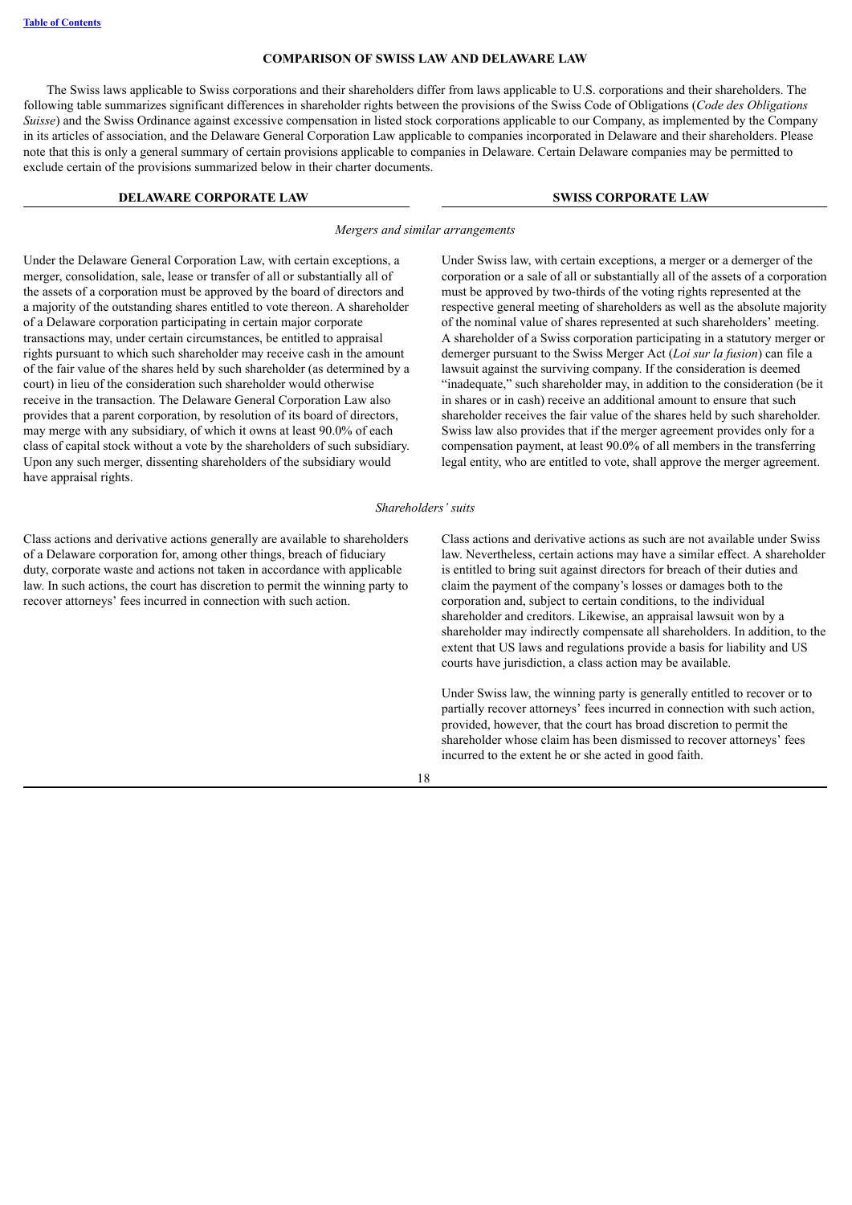## COMPARISON OF SWISS LAW AND DELAWARE LAW

The Swiss laws applicable to Swiss corporations and their shareholders differ from laws applicable to U.S. corporations and their shareholders. The following table summarizes significant differences in shareholder rights between the provisions of the Swiss Code of Obligations (*Code des Obligations Suisse*) and the Swiss Ordinance against excessive compensation in listed stock corporations applicable to our Company, as implemented by the Company in its articles of association, and the Delaware General Corporation Law applicable to companies incorporated in Delaware and their shareholders. Please note that this is only a general summary of certain provisions applicable to companies in Delaware. Certain Delaware companies may be permitted to exclude certain of the provisions summarized below in their charter documents.

| DELAWARE CORPORATE LAW | SWISS CORPORATE LAW |
|---|---|
| *Mergers and similar arrangements* | |
| Under the Delaware General Corporation Law, with certain exceptions, a merger, consolidation, sale, lease or transfer of all or substantially all of the assets of a corporation must be approved by the board of directors and a majority of the outstanding shares entitled to vote thereon. A shareholder of a Delaware corporation participating in certain major corporate transactions may, under certain circumstances, be entitled to appraisal rights pursuant to which such shareholder may receive cash in the amount of the fair value of the shares held by such shareholder (as determined by a court) in lieu of the consideration such shareholder would otherwise receive in the transaction. The Delaware General Corporation Law also provides that a parent corporation, by resolution of its board of directors, may merge with any subsidiary, of which it owns at least 90.0% of each class of capital stock without a vote by the shareholders of such subsidiary. Upon any such merger, dissenting shareholders of the subsidiary would have appraisal rights. | Under Swiss law, with certain exceptions, a merger or a demerger of the corporation or a sale of all or substantially all of the assets of a corporation must be approved by two-thirds of the voting rights represented at the respective general meeting of shareholders as well as the absolute majority of the nominal value of shares represented at such shareholders' meeting. A shareholder of a Swiss corporation participating in a statutory merger or demerger pursuant to the Swiss Merger Act (*Loi sur la fusion*) can file a lawsuit against the surviving company. If the consideration is deemed "inadequate," such shareholder may, in addition to the consideration (be it in shares or in cash) receive an additional amount to ensure that such shareholder receives the fair value of the shares held by such shareholder. Swiss law also provides that if the merger agreement provides only for a compensation payment, at least 90.0% of all members in the transferring legal entity, who are entitled to vote, shall approve the merger agreement. |
| *Shareholders' suits* | |
| Class actions and derivative actions generally are available to shareholders of a Delaware corporation for, among other things, breach of fiduciary duty, corporate waste and actions not taken in accordance with applicable law. In such actions, the court has discretion to permit the winning party to recover attorneys' fees incurred in connection with such action. | Class actions and derivative actions as such are not available under Swiss law. Nevertheless, certain actions may have a similar effect. A shareholder is entitled to bring suit against directors for breach of their duties and claim the payment of the company's losses or damages both to the corporation and, subject to certain conditions, to the individual shareholder and creditors. Likewise, an appraisal lawsuit won by a shareholder may indirectly compensate all shareholders. In addition, to the extent that US laws and regulations provide a basis for liability and US courts have jurisdiction, a class action may be available.<br><br>Under Swiss law, the winning party is generally entitled to recover or to partially recover attorneys' fees incurred in connection with such action, provided, however, that the court has broad discretion to permit the shareholder whose claim has been dismissed to recover attorneys' fees incurred to the extent he or she acted in good faith. |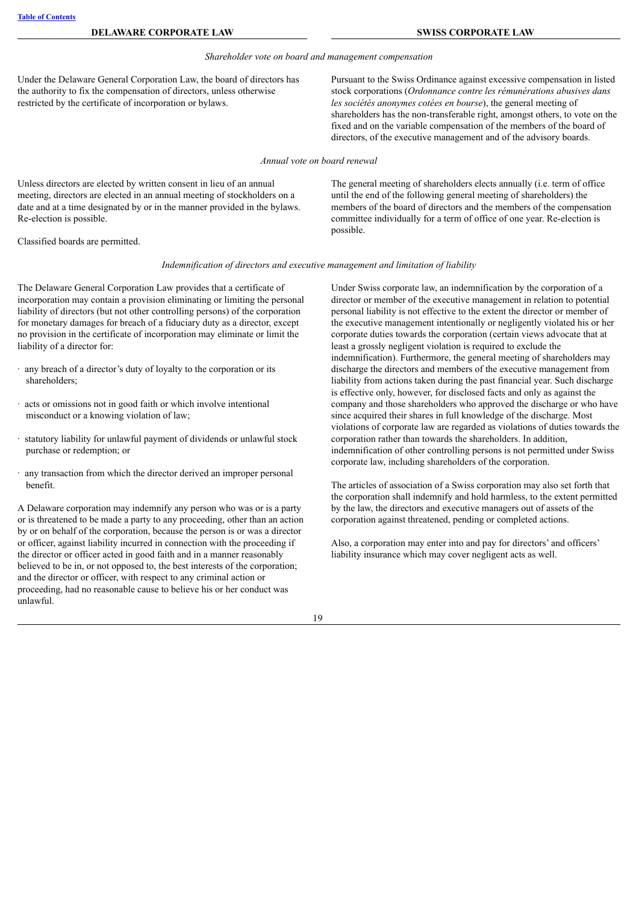| DELAWARE CORPORATE LAW | SWISS CORPORATE LAW |
|---|---|
| *Shareholder vote on board and management compensation* | |
| Under the Delaware General Corporation Law, the board of directors has the authority to fix the compensation of directors, unless otherwise restricted by the certificate of incorporation or bylaws. | Pursuant to the Swiss Ordinance against excessive compensation in listed stock corporations (*Ordonnance contre les rémunérations abusives dans les sociétés anonymes cotées en bourse*), the general meeting of shareholders has the non-transferable right, amongst others, to vote on the fixed and on the variable compensation of the members of the board of directors, of the executive management and of the advisory boards. |
| *Annual vote on board renewal* | |
| Unless directors are elected by written consent in lieu of an annual meeting, directors are elected in an annual meeting of stockholders on a date and at a time designated by or in the manner provided in the bylaws. Re-election is possible.<br><br>Classified boards are permitted. | The general meeting of shareholders elects annually (i.e. term of office until the end of the following general meeting of shareholders) the members of the board of directors and the members of the compensation committee individually for a term of office of one year. Re-election is possible. |
| *Indemnification of directors and executive management and limitation of liability* | |
| The Delaware General Corporation Law provides that a certificate of incorporation may contain a provision eliminating or limiting the personal liability of directors (but not other controlling persons) of the corporation for monetary damages for breach of a fiduciary duty as a director, except no provision in the certificate of incorporation may eliminate or limit the liability of a director for:<br><br>· any breach of a director's duty of loyalty to the corporation or its shareholders;<br><br>· acts or omissions not in good faith or which involve intentional misconduct or a knowing violation of law;<br><br>· statutory liability for unlawful payment of dividends or unlawful stock purchase or redemption; or<br><br>· any transaction from which the director derived an improper personal benefit.<br><br>A Delaware corporation may indemnify any person who was or is a party or is threatened to be made a party to any proceeding, other than an action by or on behalf of the corporation, because the person is or was a director or officer, against liability incurred in connection with the proceeding if the director or officer acted in good faith and in a manner reasonably believed to be in, or not opposed to, the best interests of the corporation; and the director or officer, with respect to any criminal action or proceeding, had no reasonable cause to believe his or her conduct was unlawful. | Under Swiss corporate law, an indemnification by the corporation of a director or member of the executive management in relation to potential personal liability is not effective to the extent the director or member of the executive management intentionally or negligently violated his or her corporate duties towards the corporation (certain views advocate that at least a grossly negligent violation is required to exclude the indemnification). Furthermore, the general meeting of shareholders may discharge the directors and members of the executive management from liability from actions taken during the past financial year. Such discharge is effective only, however, for disclosed facts and only as against the company and those shareholders who approved the discharge or who have since acquired their shares in full knowledge of the discharge. Most violations of corporate law are regarded as violations of duties towards the corporation rather than towards the shareholders. In addition, indemnification of other controlling persons is not permitted under Swiss corporate law, including shareholders of the corporation.<br><br>The articles of association of a Swiss corporation may also set forth that the corporation shall indemnify and hold harmless, to the extent permitted by the law, the directors and executive managers out of assets of the corporation against threatened, pending or completed actions.<br><br>Also, a corporation may enter into and pay for directors' and officers' liability insurance which may cover negligent acts as well. |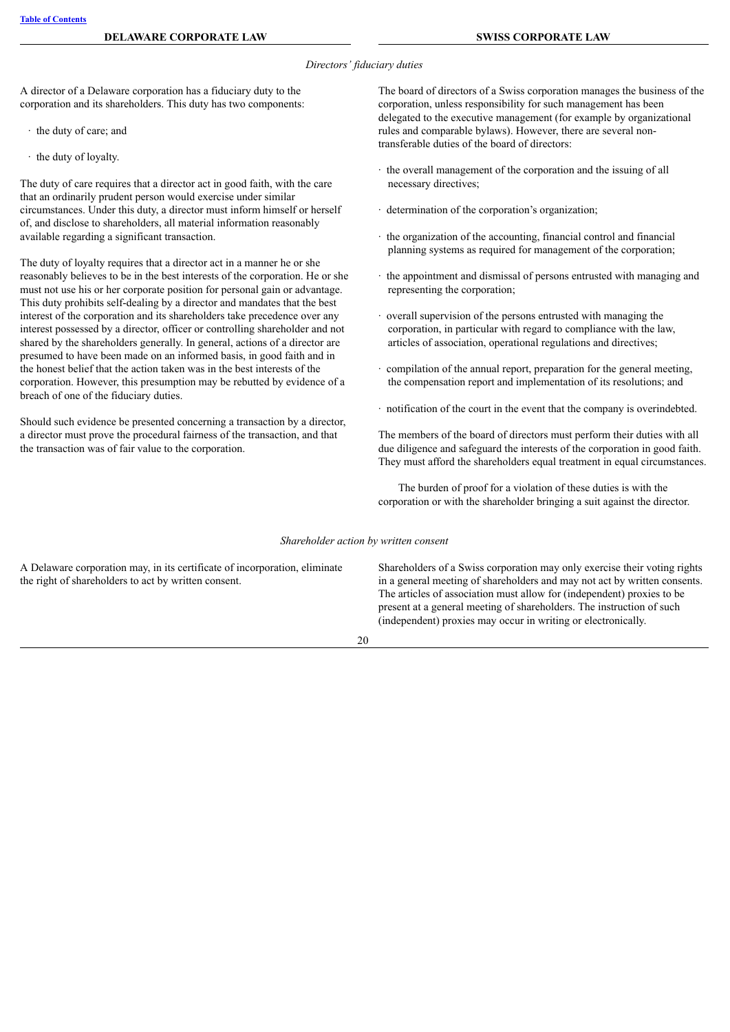| DELAWARE CORPORATE LAW | SWISS CORPORATE LAW |
| --- | --- |

*Directors' fiduciary duties*

**Delaware Corporate Law**

A director of a Delaware corporation has a fiduciary duty to the corporation and its shareholders. This duty has two components:

- the duty of care; and
- the duty of loyalty.

The duty of care requires that a director act in good faith, with the care that an ordinarily prudent person would exercise under similar circumstances. Under this duty, a director must inform himself or herself of, and disclose to shareholders, all material information reasonably available regarding a significant transaction.

The duty of loyalty requires that a director act in a manner he or she reasonably believes to be in the best interests of the corporation. He or she must not use his or her corporate position for personal gain or advantage. This duty prohibits self-dealing by a director and mandates that the best interest of the corporation and its shareholders take precedence over any interest possessed by a director, officer or controlling shareholder and not shared by the shareholders generally. In general, actions of a director are presumed to have been made on an informed basis, in good faith and in the honest belief that the action taken was in the best interests of the corporation. However, this presumption may be rebutted by evidence of a breach of one of the fiduciary duties.

Should such evidence be presented concerning a transaction by a director, a director must prove the procedural fairness of the transaction, and that the transaction was of fair value to the corporation.

**Swiss Corporate Law**

The board of directors of a Swiss corporation manages the business of the corporation, unless responsibility for such management has been delegated to the executive management (for example by organizational rules and comparable bylaws). However, there are several non-transferable duties of the board of directors:

- the overall management of the corporation and the issuing of all necessary directives;
- determination of the corporation's organization;
- the organization of the accounting, financial control and financial planning systems as required for management of the corporation;
- the appointment and dismissal of persons entrusted with managing and representing the corporation;
- overall supervision of the persons entrusted with managing the corporation, in particular with regard to compliance with the law, articles of association, operational regulations and directives;
- compilation of the annual report, preparation for the general meeting, the compensation report and implementation of its resolutions; and
- notification of the court in the event that the company is overindebted.

The members of the board of directors must perform their duties with all due diligence and safeguard the interests of the corporation in good faith. They must afford the shareholders equal treatment in equal circumstances.

The burden of proof for a violation of these duties is with the corporation or with the shareholder bringing a suit against the director.

*Shareholder action by written consent*

**Delaware Corporate Law**

A Delaware corporation may, in its certificate of incorporation, eliminate the right of shareholders to act by written consent.

**Swiss Corporate Law**

Shareholders of a Swiss corporation may only exercise their voting rights in a general meeting of shareholders and may not act by written consents. The articles of association must allow for (independent) proxies to be present at a general meeting of shareholders. The instruction of such (independent) proxies may occur in writing or electronically.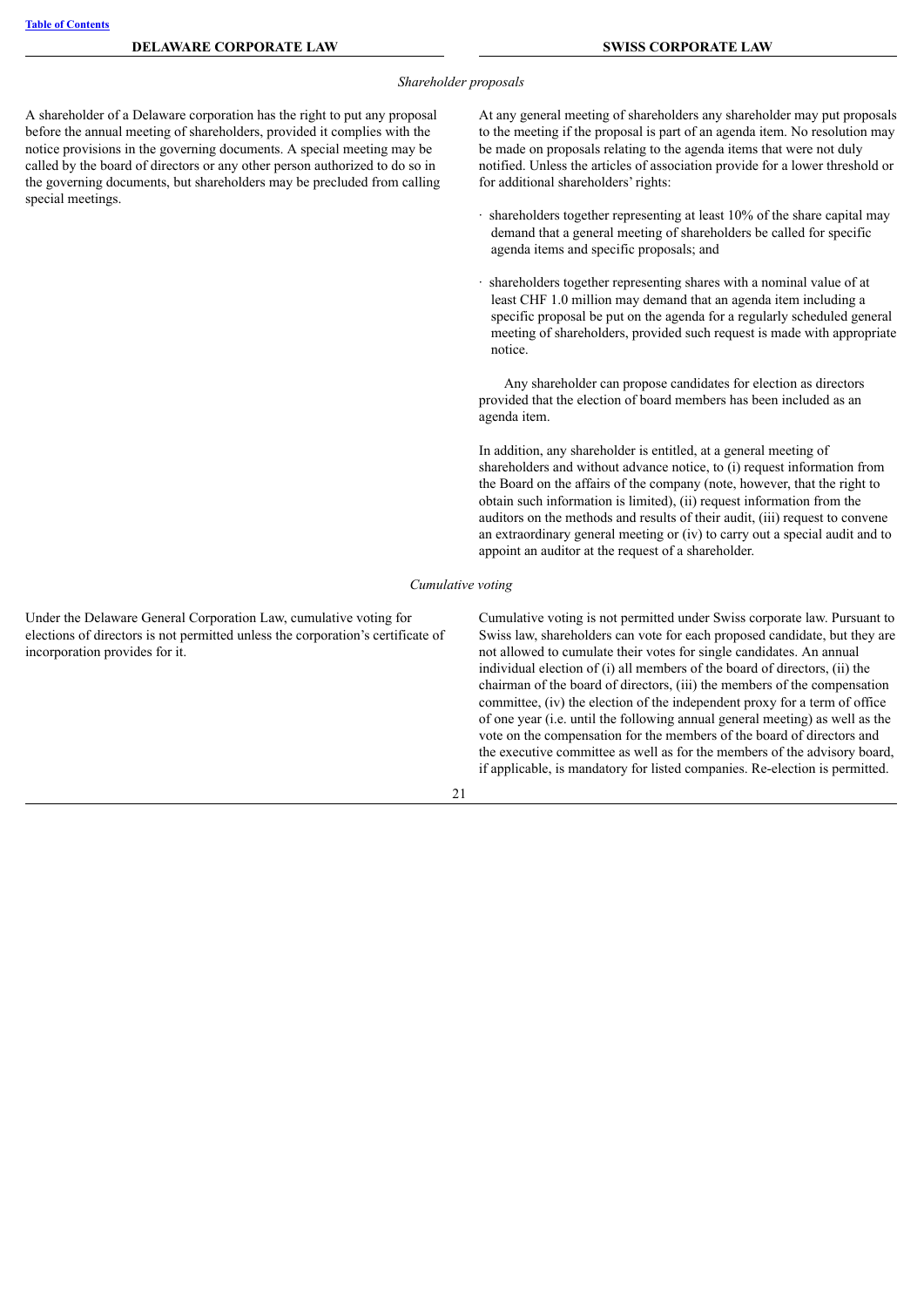| DELAWARE CORPORATE LAW | SWISS CORPORATE LAW |
| --- | --- |

*Shareholder proposals*

| DELAWARE CORPORATE LAW | SWISS CORPORATE LAW |
| --- | --- |
| A shareholder of a Delaware corporation has the right to put any proposal before the annual meeting of shareholders, provided it complies with the notice provisions in the governing documents. A special meeting may be called by the board of directors or any other person authorized to do so in the governing documents, but shareholders may be precluded from calling special meetings. | At any general meeting of shareholders any shareholder may put proposals to the meeting if the proposal is part of an agenda item. No resolution may be made on proposals relating to the agenda items that were not duly notified. Unless the articles of association provide for a lower threshold or for additional shareholders' rights:<br><br>· shareholders together representing at least 10% of the share capital may demand that a general meeting of shareholders be called for specific agenda items and specific proposals; and<br><br>· shareholders together representing shares with a nominal value of at least CHF 1.0 million may demand that an agenda item including a specific proposal be put on the agenda for a regularly scheduled general meeting of shareholders, provided such request is made with appropriate notice.<br><br>Any shareholder can propose candidates for election as directors provided that the election of board members has been included as an agenda item.<br><br>In addition, any shareholder is entitled, at a general meeting of shareholders and without advance notice, to (i) request information from the Board on the affairs of the company (note, however, that the right to obtain such information is limited), (ii) request information from the auditors on the methods and results of their audit, (iii) request to convene an extraordinary general meeting or (iv) to carry out a special audit and to appoint an auditor at the request of a shareholder. |

*Cumulative voting*

| DELAWARE CORPORATE LAW | SWISS CORPORATE LAW |
| --- | --- |
| Under the Delaware General Corporation Law, cumulative voting for elections of directors is not permitted unless the corporation's certificate of incorporation provides for it. | Cumulative voting is not permitted under Swiss corporate law. Pursuant to Swiss law, shareholders can vote for each proposed candidate, but they are not allowed to cumulate their votes for single candidates. An annual individual election of (i) all members of the board of directors, (ii) the chairman of the board of directors, (iii) the members of the compensation committee, (iv) the election of the independent proxy for a term of office of one year (i.e. until the following annual general meeting) as well as the vote on the compensation for the members of the board of directors and the executive committee as well as for the members of the advisory board, if applicable, is mandatory for listed companies. Re-election is permitted. |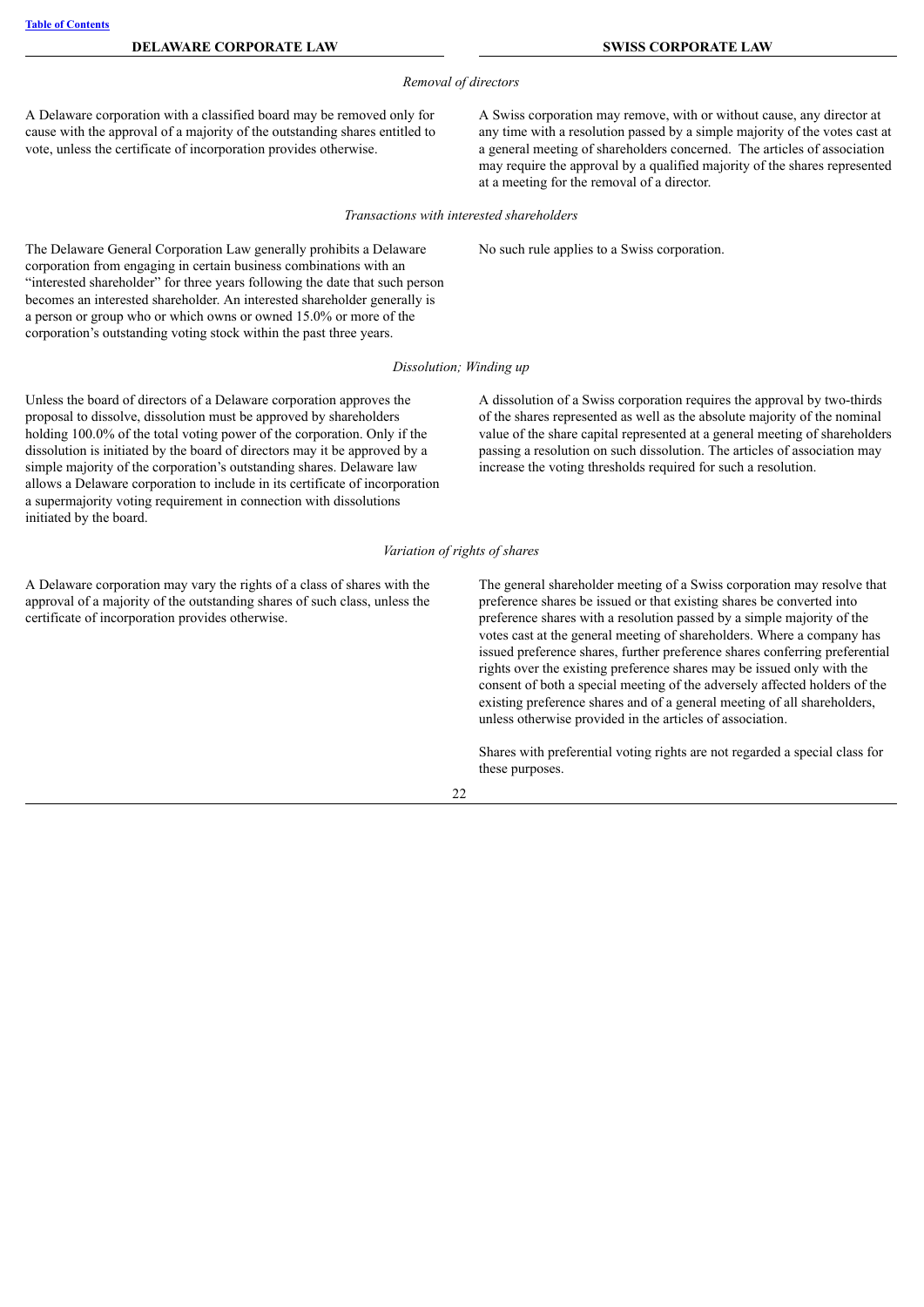| DELAWARE CORPORATE LAW | SWISS CORPORATE LAW |
|---|---|
| *Removal of directors* | |
| A Delaware corporation with a classified board may be removed only for cause with the approval of a majority of the outstanding shares entitled to vote, unless the certificate of incorporation provides otherwise. | A Swiss corporation may remove, with or without cause, any director at any time with a resolution passed by a simple majority of the votes cast at a general meeting of shareholders concerned. The articles of association may require the approval by a qualified majority of the shares represented at a meeting for the removal of a director. |
| *Transactions with interested shareholders* | |
| The Delaware General Corporation Law generally prohibits a Delaware corporation from engaging in certain business combinations with an "interested shareholder" for three years following the date that such person becomes an interested shareholder. An interested shareholder generally is a person or group who or which owns or owned 15.0% or more of the corporation's outstanding voting stock within the past three years. | No such rule applies to a Swiss corporation. |
| *Dissolution; Winding up* | |
| Unless the board of directors of a Delaware corporation approves the proposal to dissolve, dissolution must be approved by shareholders holding 100.0% of the total voting power of the corporation. Only if the dissolution is initiated by the board of directors may it be approved by a simple majority of the corporation's outstanding shares. Delaware law allows a Delaware corporation to include in its certificate of incorporation a supermajority voting requirement in connection with dissolutions initiated by the board. | A dissolution of a Swiss corporation requires the approval by two-thirds of the shares represented as well as the absolute majority of the nominal value of the share capital represented at a general meeting of shareholders passing a resolution on such dissolution. The articles of association may increase the voting thresholds required for such a resolution. |
| *Variation of rights of shares* | |
| A Delaware corporation may vary the rights of a class of shares with the approval of a majority of the outstanding shares of such class, unless the certificate of incorporation provides otherwise. | The general shareholder meeting of a Swiss corporation may resolve that preference shares be issued or that existing shares be converted into preference shares with a resolution passed by a simple majority of the votes cast at the general meeting of shareholders. Where a company has issued preference shares, further preference shares conferring preferential rights over the existing preference shares may be issued only with the consent of both a special meeting of the adversely affected holders of the existing preference shares and of a general meeting of all shareholders, unless otherwise provided in the articles of association.<br><br>Shares with preferential voting rights are not regarded a special class for these purposes. |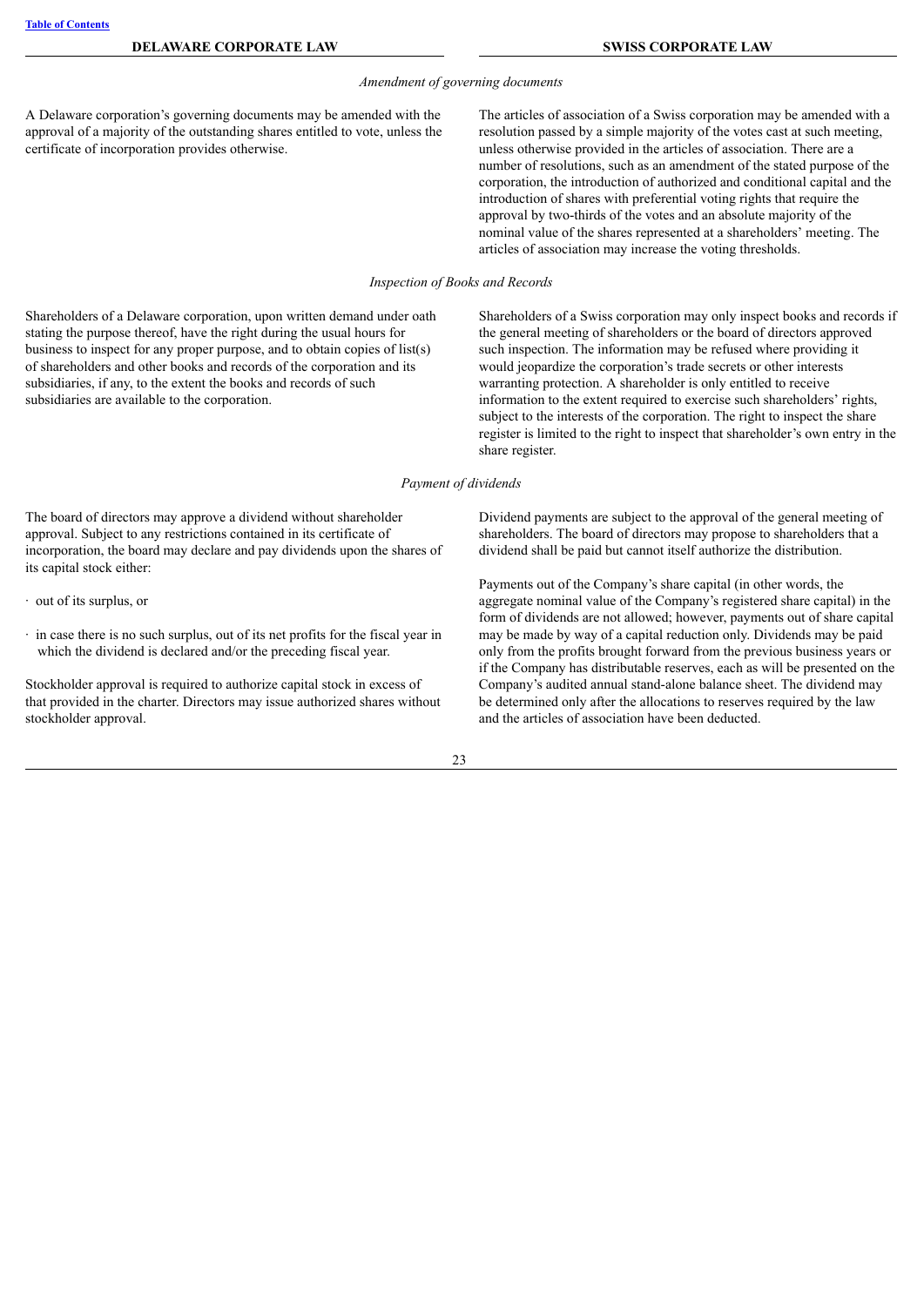| DELAWARE CORPORATE LAW | SWISS CORPORATE LAW |
|---|---|
| *Amendment of governing documents* | |
| A Delaware corporation's governing documents may be amended with the approval of a majority of the outstanding shares entitled to vote, unless the certificate of incorporation provides otherwise. | The articles of association of a Swiss corporation may be amended with a resolution passed by a simple majority of the votes cast at such meeting, unless otherwise provided in the articles of association. There are a number of resolutions, such as an amendment of the stated purpose of the corporation, the introduction of authorized and conditional capital and the introduction of shares with preferential voting rights that require the approval by two-thirds of the votes and an absolute majority of the nominal value of the shares represented at a shareholders' meeting. The articles of association may increase the voting thresholds. |
| *Inspection of Books and Records* | |
| Shareholders of a Delaware corporation, upon written demand under oath stating the purpose thereof, have the right during the usual hours for business to inspect for any proper purpose, and to obtain copies of list(s) of shareholders and other books and records of the corporation and its subsidiaries, if any, to the extent the books and records of such subsidiaries are available to the corporation. | Shareholders of a Swiss corporation may only inspect books and records if the general meeting of shareholders or the board of directors approved such inspection. The information may be refused where providing it would jeopardize the corporation's trade secrets or other interests warranting protection. A shareholder is only entitled to receive information to the extent required to exercise such shareholders' rights, subject to the interests of the corporation. The right to inspect the share register is limited to the right to inspect that shareholder's own entry in the share register. |
| *Payment of dividends* | |
| The board of directors may approve a dividend without shareholder approval. Subject to any restrictions contained in its certificate of incorporation, the board may declare and pay dividends upon the shares of its capital stock either:<br><br>· out of its surplus, or<br><br>· in case there is no such surplus, out of its net profits for the fiscal year in which the dividend is declared and/or the preceding fiscal year.<br><br>Stockholder approval is required to authorize capital stock in excess of that provided in the charter. Directors may issue authorized shares without stockholder approval. | Dividend payments are subject to the approval of the general meeting of shareholders. The board of directors may propose to shareholders that a dividend shall be paid but cannot itself authorize the distribution.<br><br>Payments out of the Company's share capital (in other words, the aggregate nominal value of the Company's registered share capital) in the form of dividends are not allowed; however, payments out of share capital may be made by way of a capital reduction only. Dividends may be paid only from the profits brought forward from the previous business years or if the Company has distributable reserves, each as will be presented on the Company's audited annual stand-alone balance sheet. The dividend may be determined only after the allocations to reserves required by the law and the articles of association have been deducted. |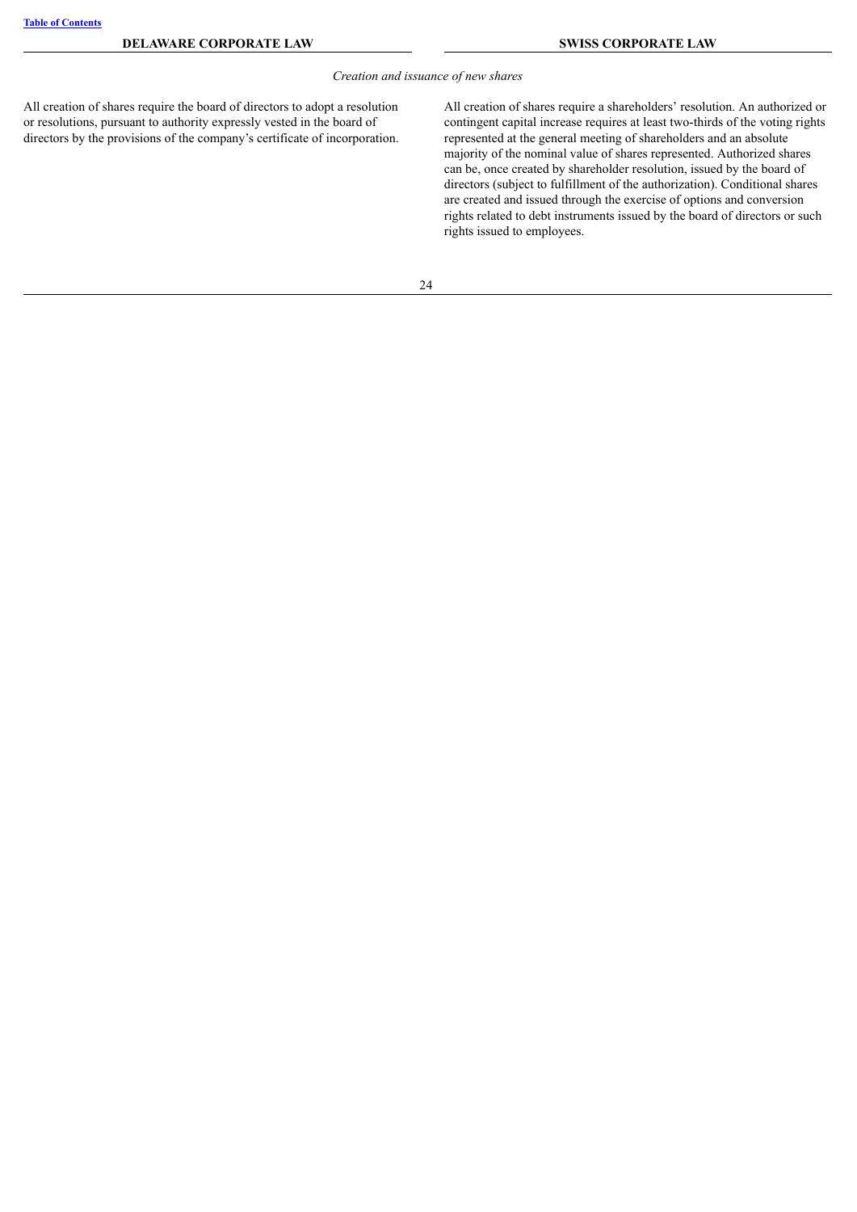| DELAWARE CORPORATE LAW | SWISS CORPORATE LAW |
| --- | --- |
| *Creation and issuance of new shares* | |
| All creation of shares require the board of directors to adopt a resolution or resolutions, pursuant to authority expressly vested in the board of directors by the provisions of the company's certificate of incorporation. | All creation of shares require a shareholders' resolution. An authorized or contingent capital increase requires at least two-thirds of the voting rights represented at the general meeting of shareholders and an absolute majority of the nominal value of shares represented. Authorized shares can be, once created by shareholder resolution, issued by the board of directors (subject to fulfillment of the authorization). Conditional shares are created and issued through the exercise of options and conversion rights related to debt instruments issued by the board of directors or such rights issued to employees. |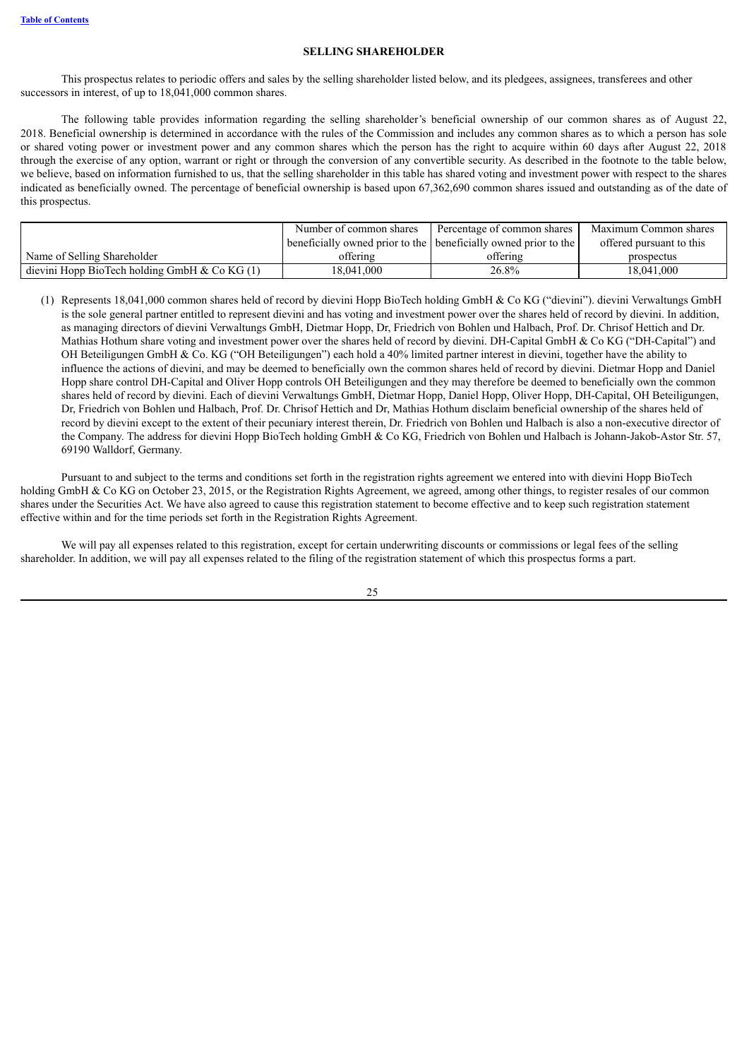## SELLING SHAREHOLDER

This prospectus relates to periodic offers and sales by the selling shareholder listed below, and its pledgees, assignees, transferees and other successors in interest, of up to 18,041,000 common shares.

The following table provides information regarding the selling shareholder's beneficial ownership of our common shares as of August 22, 2018. Beneficial ownership is determined in accordance with the rules of the Commission and includes any common shares as to which a person has sole or shared voting power or investment power and any common shares which the person has the right to acquire within 60 days after August 22, 2018 through the exercise of any option, warrant or right or through the conversion of any convertible security. As described in the footnote to the table below, we believe, based on information furnished to us, that the selling shareholder in this table has shared voting and investment power with respect to the shares indicated as beneficially owned. The percentage of beneficial ownership is based upon 67,362,690 common shares issued and outstanding as of the date of this prospectus.

| Name of Selling Shareholder | Number of common shares beneficially owned prior to the offering | Percentage of common shares beneficially owned prior to the offering | Maximum Common shares offered pursuant to this prospectus |
|---|---|---|---|
| dievini Hopp BioTech holding GmbH & Co KG (1) | 18,041,000 | 26.8% | 18,041,000 |

(1) Represents 18,041,000 common shares held of record by dievini Hopp BioTech holding GmbH & Co KG ("dievini"). dievini Verwaltungs GmbH is the sole general partner entitled to represent dievini and has voting and investment power over the shares held of record by dievini. In addition, as managing directors of dievini Verwaltungs GmbH, Dietmar Hopp, Dr, Friedrich von Bohlen und Halbach, Prof. Dr. Chrisof Hettich and Dr. Mathias Hothum share voting and investment power over the shares held of record by dievini. DH-Capital GmbH & Co KG ("DH-Capital") and OH Beteiligungen GmbH & Co. KG ("OH Beteiligungen") each hold a 40% limited partner interest in dievini, together have the ability to influence the actions of dievini, and may be deemed to beneficially own the common shares held of record by dievini. Dietmar Hopp and Daniel Hopp share control DH-Capital and Oliver Hopp controls OH Beteiligungen and they may therefore be deemed to beneficially own the common shares held of record by dievini. Each of dievini Verwaltungs GmbH, Dietmar Hopp, Daniel Hopp, Oliver Hopp, DH-Capital, OH Beteiligungen, Dr, Friedrich von Bohlen und Halbach, Prof. Dr. Chrisof Hettich and Dr, Mathias Hothum disclaim beneficial ownership of the shares held of record by dievini except to the extent of their pecuniary interest therein, Dr. Friedrich von Bohlen und Halbach is also a non-executive director of the Company. The address for dievini Hopp BioTech holding GmbH & Co KG, Friedrich von Bohlen und Halbach is Johann-Jakob-Astor Str. 57, 69190 Walldorf, Germany.

Pursuant to and subject to the terms and conditions set forth in the registration rights agreement we entered into with dievini Hopp BioTech holding GmbH & Co KG on October 23, 2015, or the Registration Rights Agreement, we agreed, among other things, to register resales of our common shares under the Securities Act. We have also agreed to cause this registration statement to become effective and to keep such registration statement effective within and for the time periods set forth in the Registration Rights Agreement.

We will pay all expenses related to this registration, except for certain underwriting discounts or commissions or legal fees of the selling shareholder. In addition, we will pay all expenses related to the filing of the registration statement of which this prospectus forms a part.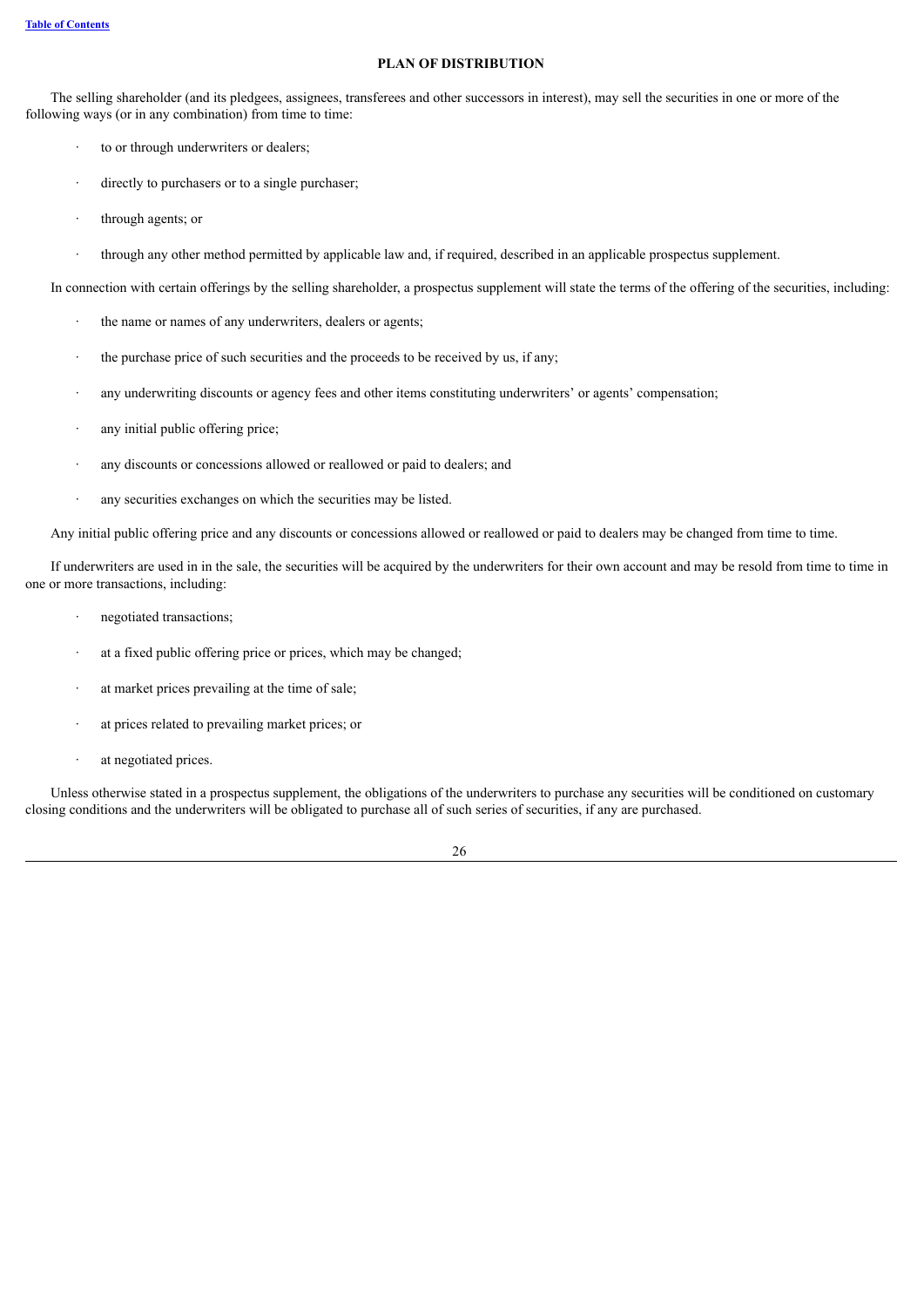## PLAN OF DISTRIBUTION

The selling shareholder (and its pledgees, assignees, transferees and other successors in interest), may sell the securities in one or more of the following ways (or in any combination) from time to time:

- to or through underwriters or dealers;
- directly to purchasers or to a single purchaser;
- through agents; or
- through any other method permitted by applicable law and, if required, described in an applicable prospectus supplement.

In connection with certain offerings by the selling shareholder, a prospectus supplement will state the terms of the offering of the securities, including:

- the name or names of any underwriters, dealers or agents;
- the purchase price of such securities and the proceeds to be received by us, if any;
- any underwriting discounts or agency fees and other items constituting underwriters' or agents' compensation;
- any initial public offering price;
- any discounts or concessions allowed or reallowed or paid to dealers; and
- any securities exchanges on which the securities may be listed.

Any initial public offering price and any discounts or concessions allowed or reallowed or paid to dealers may be changed from time to time.

If underwriters are used in in the sale, the securities will be acquired by the underwriters for their own account and may be resold from time to time in one or more transactions, including:

- negotiated transactions;
- at a fixed public offering price or prices, which may be changed;
- at market prices prevailing at the time of sale;
- at prices related to prevailing market prices; or
- at negotiated prices.

Unless otherwise stated in a prospectus supplement, the obligations of the underwriters to purchase any securities will be conditioned on customary closing conditions and the underwriters will be obligated to purchase all of such series of securities, if any are purchased.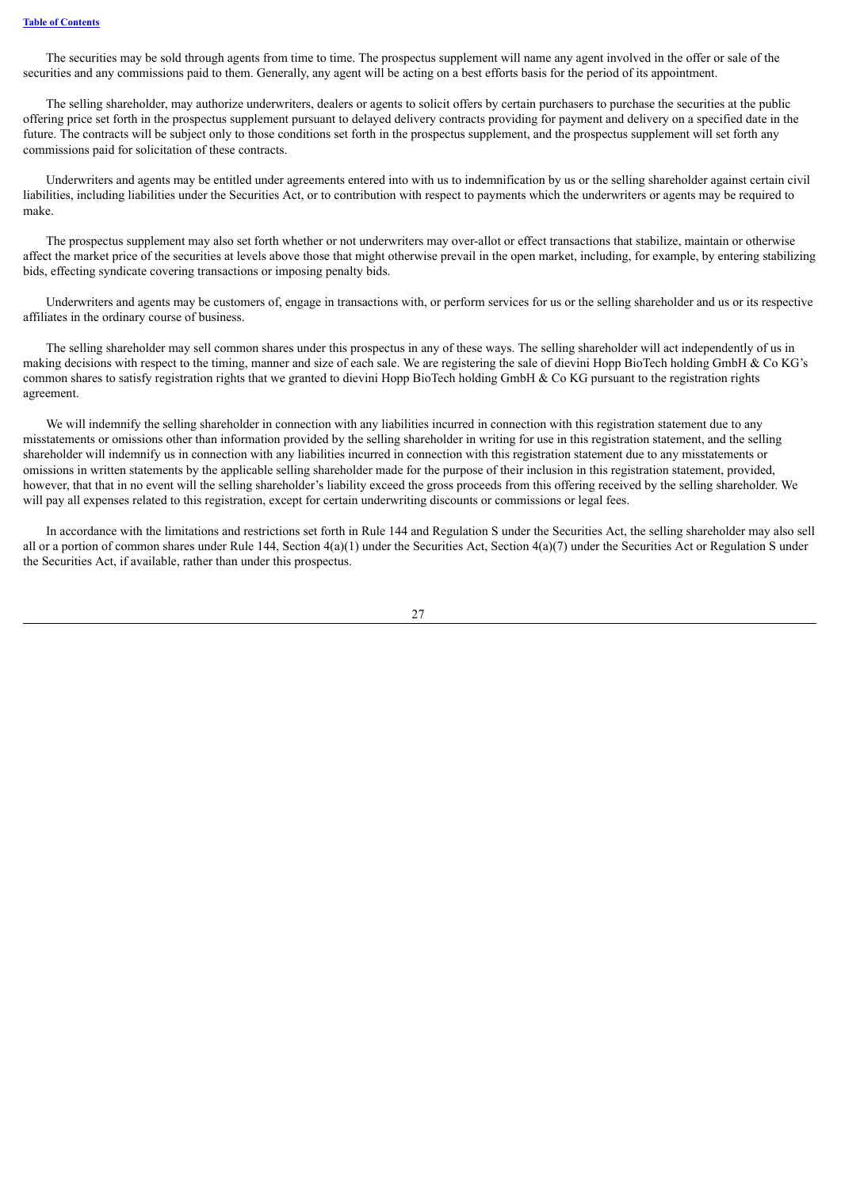The securities may be sold through agents from time to time. The prospectus supplement will name any agent involved in the offer or sale of the securities and any commissions paid to them. Generally, any agent will be acting on a best efforts basis for the period of its appointment.

The selling shareholder, may authorize underwriters, dealers or agents to solicit offers by certain purchasers to purchase the securities at the public offering price set forth in the prospectus supplement pursuant to delayed delivery contracts providing for payment and delivery on a specified date in the future. The contracts will be subject only to those conditions set forth in the prospectus supplement, and the prospectus supplement will set forth any commissions paid for solicitation of these contracts.

Underwriters and agents may be entitled under agreements entered into with us to indemnification by us or the selling shareholder against certain civil liabilities, including liabilities under the Securities Act, or to contribution with respect to payments which the underwriters or agents may be required to make.

The prospectus supplement may also set forth whether or not underwriters may over-allot or effect transactions that stabilize, maintain or otherwise affect the market price of the securities at levels above those that might otherwise prevail in the open market, including, for example, by entering stabilizing bids, effecting syndicate covering transactions or imposing penalty bids.

Underwriters and agents may be customers of, engage in transactions with, or perform services for us or the selling shareholder and us or its respective affiliates in the ordinary course of business.

The selling shareholder may sell common shares under this prospectus in any of these ways. The selling shareholder will act independently of us in making decisions with respect to the timing, manner and size of each sale. We are registering the sale of dievini Hopp BioTech holding GmbH & Co KG's common shares to satisfy registration rights that we granted to dievini Hopp BioTech holding GmbH & Co KG pursuant to the registration rights agreement.

We will indemnify the selling shareholder in connection with any liabilities incurred in connection with this registration statement due to any misstatements or omissions other than information provided by the selling shareholder in writing for use in this registration statement, and the selling shareholder will indemnify us in connection with any liabilities incurred in connection with this registration statement due to any misstatements or omissions in written statements by the applicable selling shareholder made for the purpose of their inclusion in this registration statement, provided, however, that that in no event will the selling shareholder's liability exceed the gross proceeds from this offering received by the selling shareholder. We will pay all expenses related to this registration, except for certain underwriting discounts or commissions or legal fees.

In accordance with the limitations and restrictions set forth in Rule 144 and Regulation S under the Securities Act, the selling shareholder may also sell all or a portion of common shares under Rule 144, Section 4(a)(1) under the Securities Act, Section 4(a)(7) under the Securities Act or Regulation S under the Securities Act, if available, rather than under this prospectus.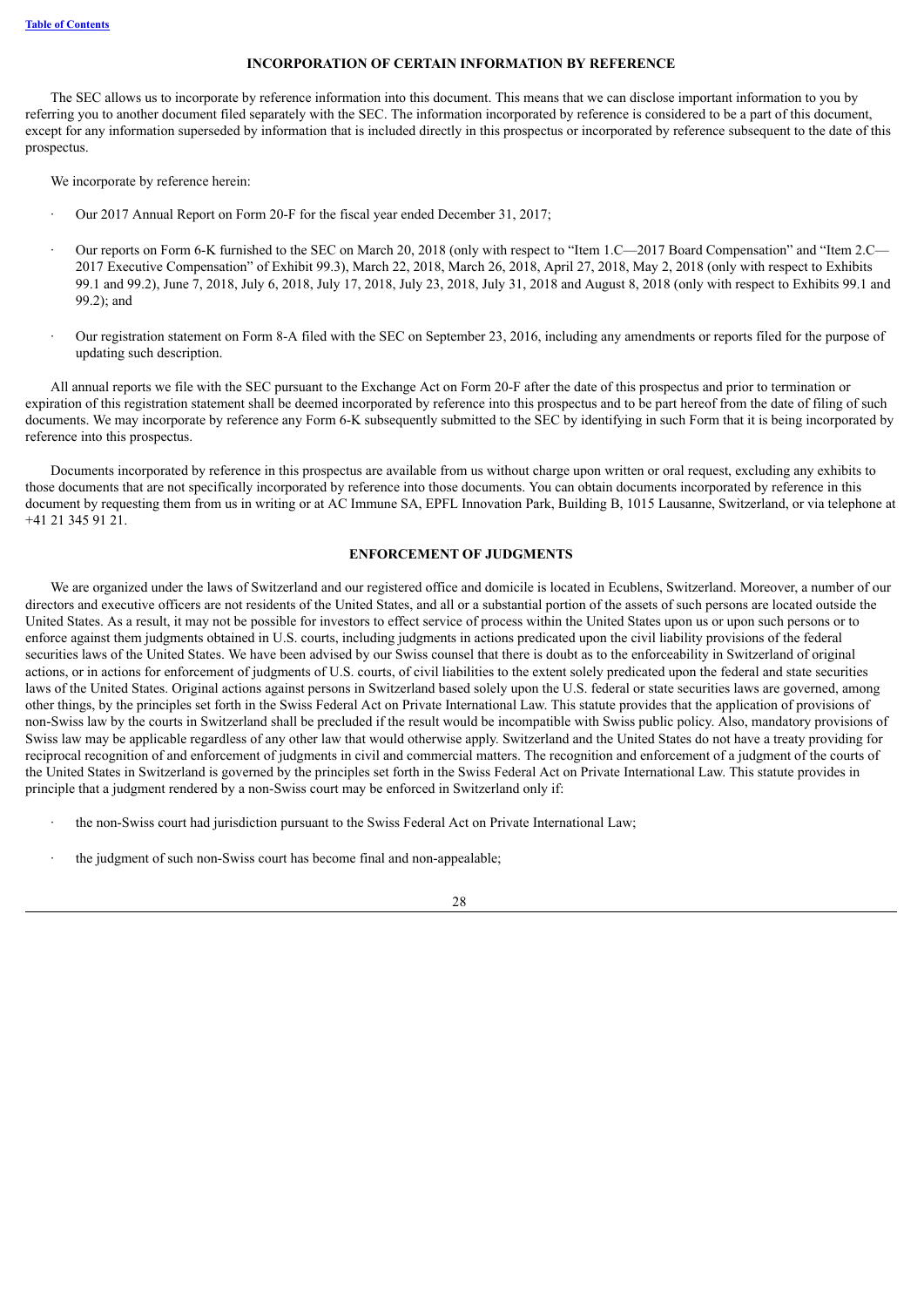## INCORPORATION OF CERTAIN INFORMATION BY REFERENCE

The SEC allows us to incorporate by reference information into this document. This means that we can disclose important information to you by referring you to another document filed separately with the SEC. The information incorporated by reference is considered to be a part of this document, except for any information superseded by information that is included directly in this prospectus or incorporated by reference subsequent to the date of this prospectus.

We incorporate by reference herein:

- Our 2017 Annual Report on Form 20-F for the fiscal year ended December 31, 2017;
- Our reports on Form 6-K furnished to the SEC on March 20, 2018 (only with respect to "Item 1.C—2017 Board Compensation" and "Item 2.C—2017 Executive Compensation" of Exhibit 99.3), March 22, 2018, March 26, 2018, April 27, 2018, May 2, 2018 (only with respect to Exhibits 99.1 and 99.2), June 7, 2018, July 6, 2018, July 17, 2018, July 23, 2018, July 31, 2018 and August 8, 2018 (only with respect to Exhibits 99.1 and 99.2); and
- Our registration statement on Form 8-A filed with the SEC on September 23, 2016, including any amendments or reports filed for the purpose of updating such description.

All annual reports we file with the SEC pursuant to the Exchange Act on Form 20-F after the date of this prospectus and prior to termination or expiration of this registration statement shall be deemed incorporated by reference into this prospectus and to be part hereof from the date of filing of such documents. We may incorporate by reference any Form 6-K subsequently submitted to the SEC by identifying in such Form that it is being incorporated by reference into this prospectus.

Documents incorporated by reference in this prospectus are available from us without charge upon written or oral request, excluding any exhibits to those documents that are not specifically incorporated by reference into those documents. You can obtain documents incorporated by reference in this document by requesting them from us in writing or at AC Immune SA, EPFL Innovation Park, Building B, 1015 Lausanne, Switzerland, or via telephone at +41 21 345 91 21.

## ENFORCEMENT OF JUDGMENTS

We are organized under the laws of Switzerland and our registered office and domicile is located in Ecublens, Switzerland. Moreover, a number of our directors and executive officers are not residents of the United States, and all or a substantial portion of the assets of such persons are located outside the United States. As a result, it may not be possible for investors to effect service of process within the United States upon us or upon such persons or to enforce against them judgments obtained in U.S. courts, including judgments in actions predicated upon the civil liability provisions of the federal securities laws of the United States. We have been advised by our Swiss counsel that there is doubt as to the enforceability in Switzerland of original actions, or in actions for enforcement of judgments of U.S. courts, of civil liabilities to the extent solely predicated upon the federal and state securities laws of the United States. Original actions against persons in Switzerland based solely upon the U.S. federal or state securities laws are governed, among other things, by the principles set forth in the Swiss Federal Act on Private International Law. This statute provides that the application of provisions of non-Swiss law by the courts in Switzerland shall be precluded if the result would be incompatible with Swiss public policy. Also, mandatory provisions of Swiss law may be applicable regardless of any other law that would otherwise apply. Switzerland and the United States do not have a treaty providing for reciprocal recognition of and enforcement of judgments in civil and commercial matters. The recognition and enforcement of a judgment of the courts of the United States in Switzerland is governed by the principles set forth in the Swiss Federal Act on Private International Law. This statute provides in principle that a judgment rendered by a non-Swiss court may be enforced in Switzerland only if:

- the non-Swiss court had jurisdiction pursuant to the Swiss Federal Act on Private International Law;
- the judgment of such non-Swiss court has become final and non-appealable;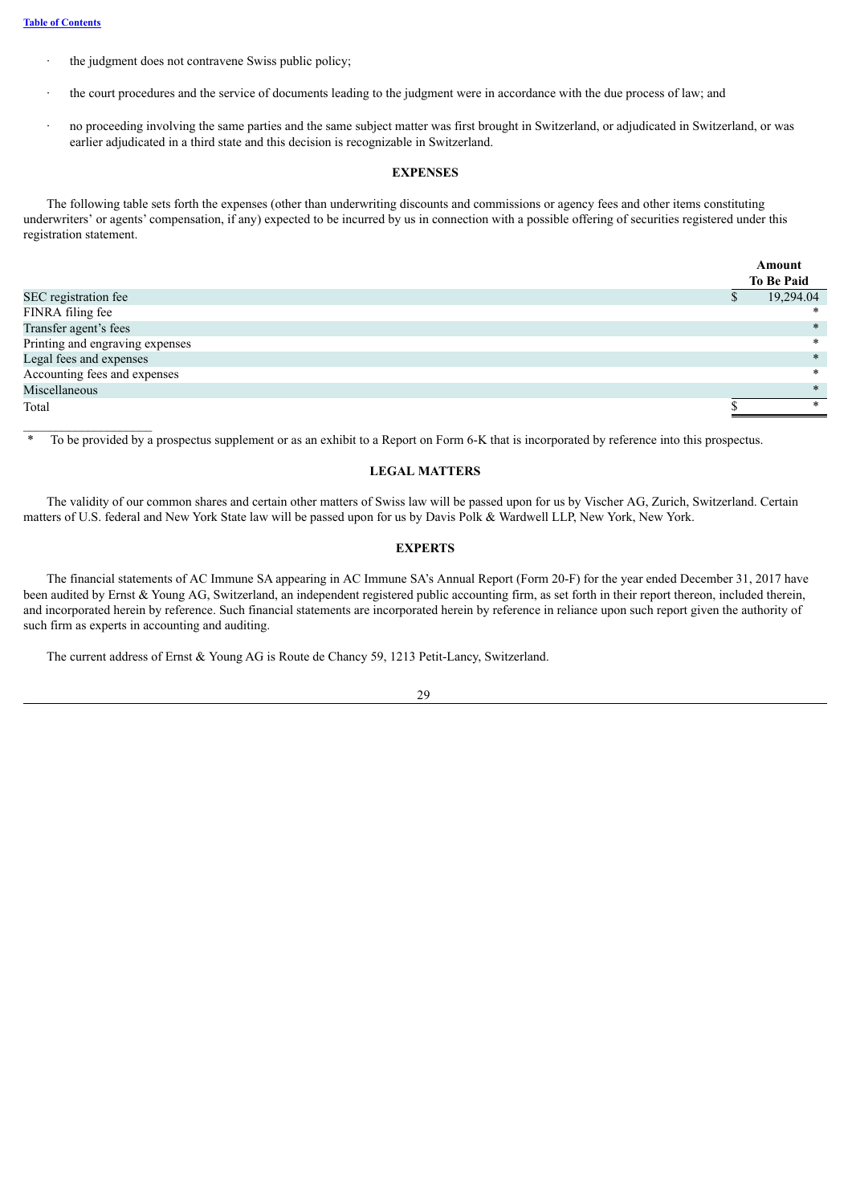- the judgment does not contravene Swiss public policy;
- the court procedures and the service of documents leading to the judgment were in accordance with the due process of law; and
- no proceeding involving the same parties and the same subject matter was first brought in Switzerland, or adjudicated in Switzerland, or was earlier adjudicated in a third state and this decision is recognizable in Switzerland.

## EXPENSES

The following table sets forth the expenses (other than underwriting discounts and commissions or agency fees and other items constituting underwriters' or agents' compensation, if any) expected to be incurred by us in connection with a possible offering of securities registered under this registration statement.

| | Amount To Be Paid |
|---|---|
| SEC registration fee | $ 19,294.04 |
| FINRA filing fee | * |
| Transfer agent's fees | * |
| Printing and engraving expenses | * |
| Legal fees and expenses | * |
| Accounting fees and expenses | * |
| Miscellaneous | * |
| Total | $ * |

\* To be provided by a prospectus supplement or as an exhibit to a Report on Form 6-K that is incorporated by reference into this prospectus.

## LEGAL MATTERS

The validity of our common shares and certain other matters of Swiss law will be passed upon for us by Vischer AG, Zurich, Switzerland. Certain matters of U.S. federal and New York State law will be passed upon for us by Davis Polk & Wardwell LLP, New York, New York.

## EXPERTS

The financial statements of AC Immune SA appearing in AC Immune SA's Annual Report (Form 20-F) for the year ended December 31, 2017 have been audited by Ernst & Young AG, Switzerland, an independent registered public accounting firm, as set forth in their report thereon, included therein, and incorporated herein by reference. Such financial statements are incorporated herein by reference in reliance upon such report given the authority of such firm as experts in accounting and auditing.

The current address of Ernst & Young AG is Route de Chancy 59, 1213 Petit-Lancy, Switzerland.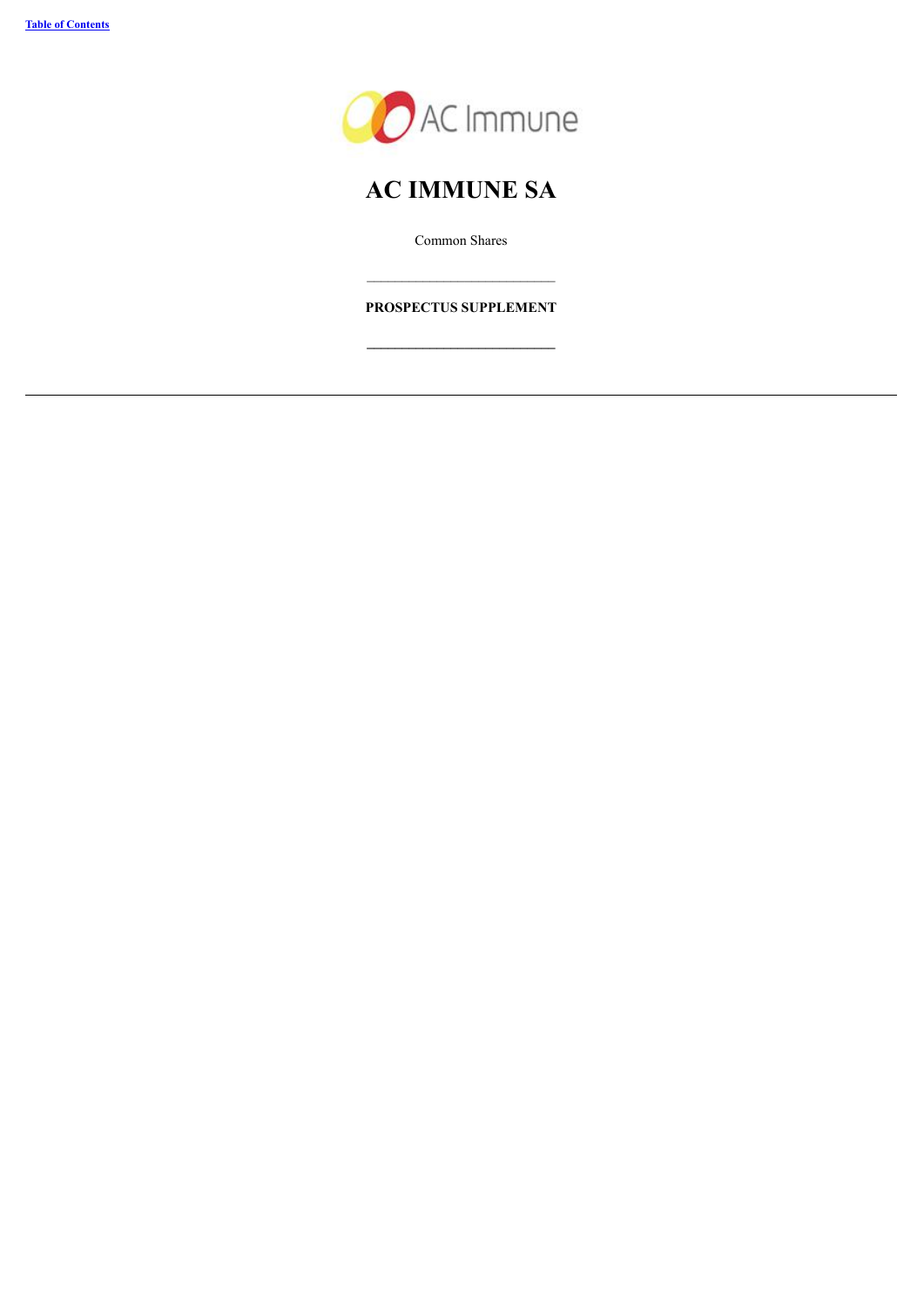# AC IMMUNE SA

Common Shares

---

**PROSPECTUS SUPPLEMENT**

---